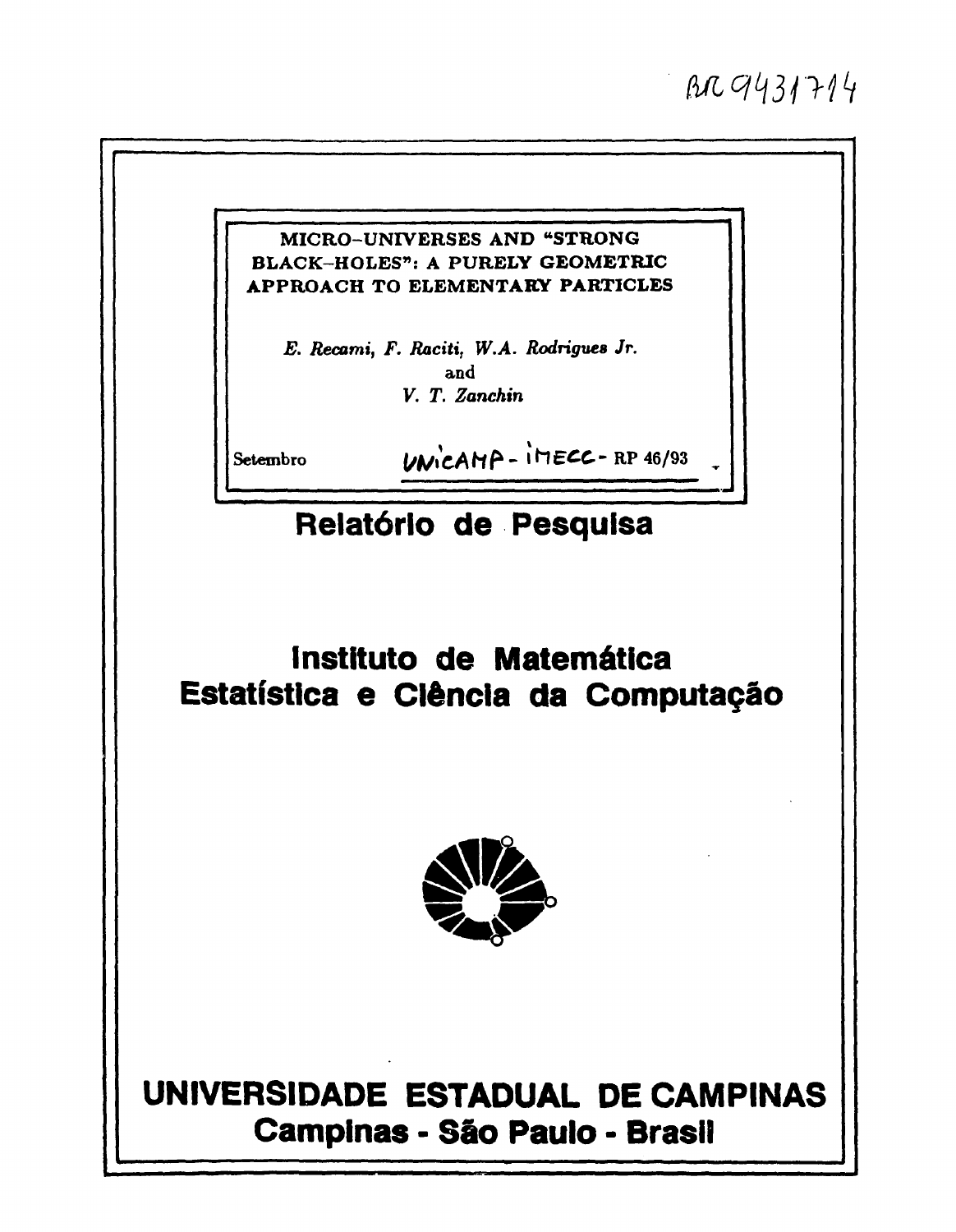BR9431714

# MICRO-UNIVERSES AND "STRONG BLACK-HOLES": A PURELY GEOMETRIC APPROACH TO ELEMENTARY PARTICLES

*E. Recami, F. Raciti, W.A. Rodrigues Jr.*
and
*V. T. Zanchin*

Setembro — UNICAMP - IMECC - RP 46/93

## Relatório de Pesquisa

## Instituto de Matemática Estatística e Ciência da Computação

## UNIVERSIDADE ESTADUAL DE CAMPINAS
### Campinas - São Paulo - Brasil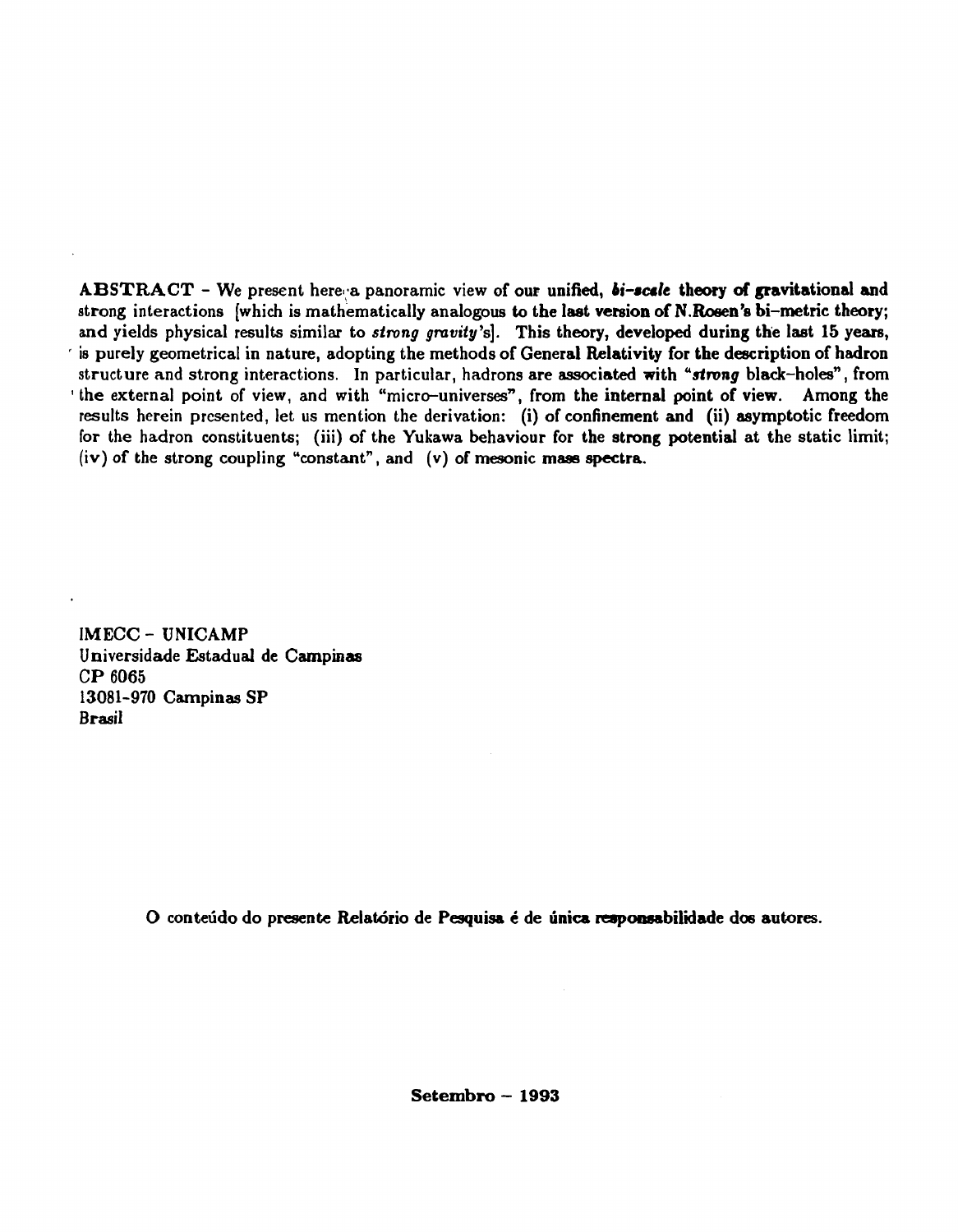**ABSTRACT** - We present here a panoramic view of our unified, ***bi-scale*** **theory of gravitational and** strong interactions [which is mathematically analogous to the last version of N.Rosen's bi-metric theory; and yields physical results similar to *strong gravity*'s]. This theory, developed during the last 15 years, is purely geometrical in nature, adopting the methods of General Relativity for the description of hadron structure and strong interactions. In particular, hadrons are associated with "*strong* black-holes", from the external point of view, and with "micro-universes", from the internal point of view. Among the results herein presented, let us mention the derivation: (i) of confinement and (ii) asymptotic freedom for the hadron constituents; (iii) of the Yukawa behaviour for the strong potential at the static limit; (iv) of the strong coupling "constant", and (v) of mesonic mass spectra.

IMECC - UNICAMP
Universidade Estadual de Campinas
CP 6065
13081-970 Campinas SP
Brasil

**O conteúdo do presente Relatório de Pesquisa é de única responsabilidade dos autores.**

**Setembro - 1993**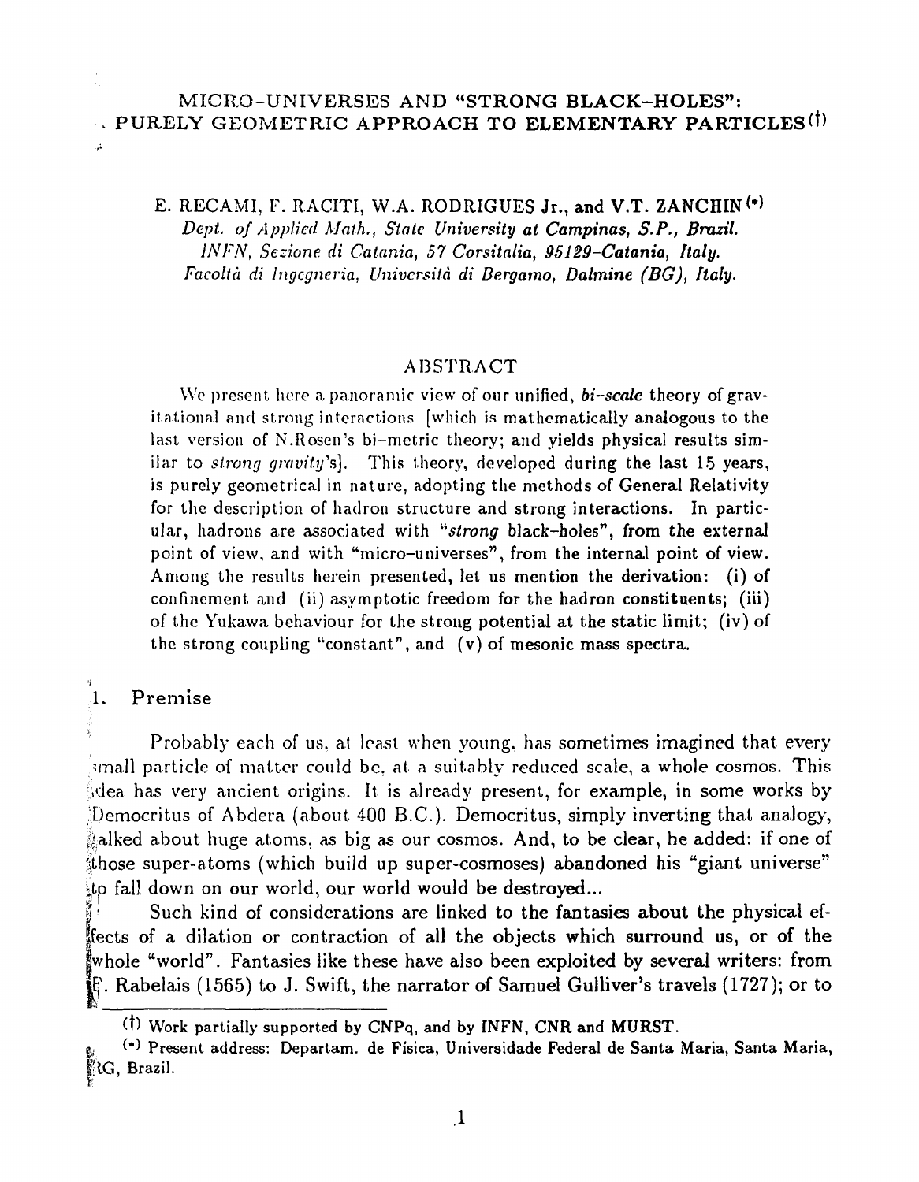# MICRO-UNIVERSES AND "STRONG BLACK-HOLES": PURELY GEOMETRIC APPROACH TO ELEMENTARY PARTICLES[(†)]

E. RECAMI, F. RACITI, W.A. RODRIGUES Jr., and V.T. ZANCHIN[(•)]

*Dept. of Applied Math., State University at Campinas, S.P., Brazil.*
*INFN, Sezione di Catania, 57 Corsitalia, 95129-Catania, Italy.*
*Facoltà di Ingegneria, Università di Bergamo, Dalmine (BG), Italy.*

## ABSTRACT

We present here a panoramic view of our unified, *bi-scale* theory of gravitational and strong interactions [which is mathematically analogous to the last version of N.Rosen's bi-metric theory; and yields physical results similar to *strong gravity*'s]. This theory, developed during the last 15 years, is purely geometrical in nature, adopting the methods of General Relativity for the description of hadron structure and strong interactions. In particular, hadrons are associated with "*strong* black-holes", from the external point of view, and with "micro-universes", from the internal point of view. Among the results herein presented, let us mention the derivation: (i) of confinement and (ii) asymptotic freedom for the hadron constituents; (iii) of the Yukawa behaviour for the strong potential at the static limit; (iv) of the strong coupling "constant", and (v) of mesonic mass spectra.

## 1. Premise

Probably each of us, at least when young, has sometimes imagined that every small particle of matter could be, at a suitably reduced scale, a whole cosmos. This idea has very ancient origins. It is already present, for example, in some works by Democritus of Abdera (about 400 B.C.). Democritus, simply inverting that analogy, talked about huge atoms, as big as our cosmos. And, to be clear, he added: if one of those super-atoms (which build up super-cosmoses) abandoned his "giant universe" to fall down on our world, our world would be destroyed...

Such kind of considerations are linked to the fantasies about the physical effects of a dilation or contraction of all the objects which surround us, or of the whole "world". Fantasies like these have also been exploited by several writers: from F. Rabelais (1565) to J. Swift, the narrator of Samuel Gulliver's travels (1727); or to

---

(†) Work partially supported by CNPq, and by INFN, CNR and MURST.

(•) Present address: Departam. de Física, Universidade Federal de Santa Maria, Santa Maria, RG, Brazil.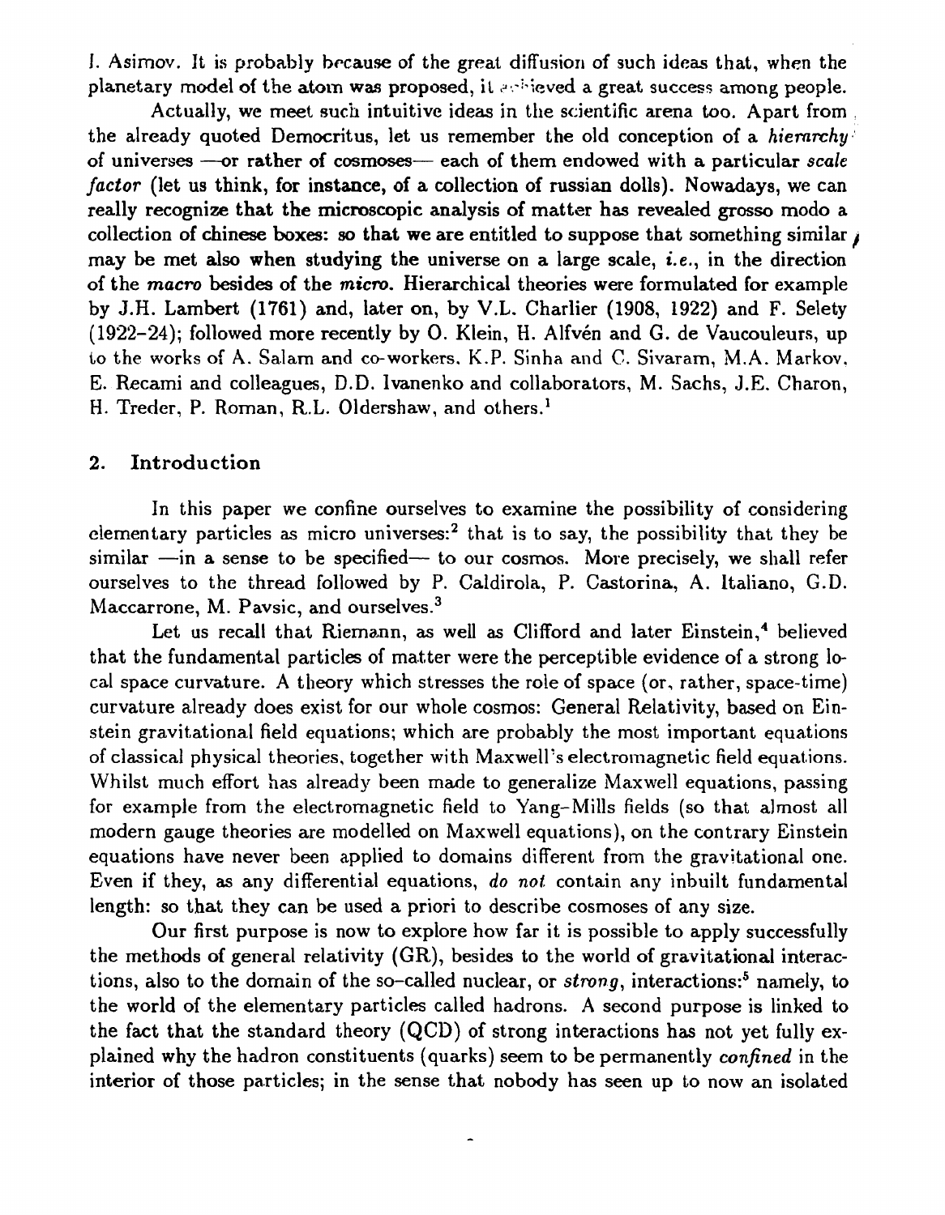I. Asimov. It is probably because of the great diffusion of such ideas that, when the planetary model of the atom was proposed, it achieved a great success among people.

Actually, we meet such intuitive ideas in the scientific arena too. Apart from the already quoted Democritus, let us remember the old conception of a *hierarchy* of universes —or rather of cosmoses— each of them endowed with a particular *scale factor* (let us think, for instance, of a collection of russian dolls). Nowadays, we can really recognize that the microscopic analysis of matter has revealed grosso modo a collection of chinese boxes: so that we are entitled to suppose that something similar may be met also when studying the universe on a large scale, *i.e.*, in the direction of the *macro* besides of the *micro*. Hierarchical theories were formulated for example by J.H. Lambert (1761) and, later on, by V.L. Charlier (1908, 1922) and F. Selety (1922–24); followed more recently by O. Klein, H. Alfvén and G. de Vaucouleurs, up to the works of A. Salam and co-workers, K.P. Sinha and C. Sivaram, M.A. Markov, E. Recami and colleagues, D.D. Ivanenko and collaborators, M. Sachs, J.E. Charon, H. Treder, P. Roman, R.L. Oldershaw, and others.[1]

## 2. Introduction

In this paper we confine ourselves to examine the possibility of considering elementary particles as micro universes:[2] that is to say, the possibility that they be similar —in a sense to be specified— to our cosmos. More precisely, we shall refer ourselves to the thread followed by P. Caldirola, P. Castorina, A. Italiano, G.D. Maccarrone, M. Pavsic, and ourselves.[3]

Let us recall that Riemann, as well as Clifford and later Einstein,[4] believed that the fundamental particles of matter were the perceptible evidence of a strong local space curvature. A theory which stresses the role of space (or, rather, space-time) curvature already does exist for our whole cosmos: General Relativity, based on Einstein gravitational field equations; which are probably the most important equations of classical physical theories, together with Maxwell's electromagnetic field equations. Whilst much effort has already been made to generalize Maxwell equations, passing for example from the electromagnetic field to Yang–Mills fields (so that almost all modern gauge theories are modelled on Maxwell equations), on the contrary Einstein equations have never been applied to domains different from the gravitational one. Even if they, as any differential equations, *do not* contain any inbuilt fundamental length: so that they can be used a priori to describe cosmoses of any size.

Our first purpose is now to explore how far it is possible to apply successfully the methods of general relativity (GR), besides to the world of gravitational interactions, also to the domain of the so-called nuclear, or *strong*, interactions:[5] namely, to the world of the elementary particles called hadrons. A second purpose is linked to the fact that the standard theory (QCD) of strong interactions has not yet fully explained why the hadron constituents (quarks) seem to be permanently *confined* in the interior of those particles; in the sense that nobody has seen up to now an isolated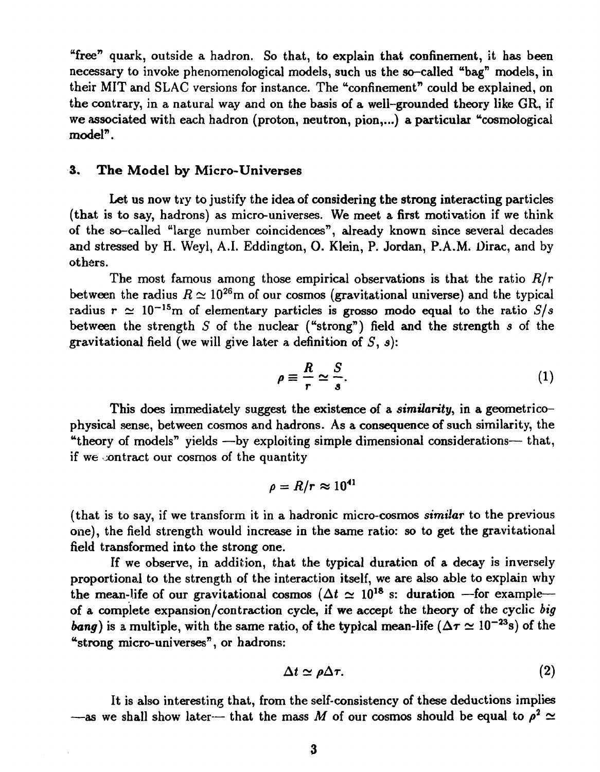"free" quark, outside a hadron. So that, to explain that confinement, it has been necessary to invoke phenomenological models, such us the so-called "bag" models, in their MIT and SLAC versions for instance. The "confinement" could be explained, on the contrary, in a natural way and on the basis of a well-grounded theory like GR, if we associated with each hadron (proton, neutron, pion,...) a particular "cosmological model".

## 3. The Model by Micro-Universes

Let us now try to justify the idea of considering the strong interacting particles (that is to say, hadrons) as micro-universes. We meet a first motivation if we think of the so-called "large number coincidences", already known since several decades and stressed by H. Weyl, A.I. Eddington, O. Klein, P. Jordan, P.A.M. Dirac, and by others.

The most famous among those empirical observations is that the ratio $R/r$ between the radius $R \simeq 10^{26}$m of our cosmos (gravitational universe) and the typical radius $r \simeq 10^{-15}$m of elementary particles is grosso modo equal to the ratio $S/s$ between the strength $S$ of the nuclear ("strong") field and the strength $s$ of the gravitational field (we will give later a definition of $S$, $s$):

$$\rho \equiv \frac{R}{r} \simeq \frac{S}{s}. \tag{1}$$

This does immediately suggest the existence of a *similarity*, in a geometrico-physical sense, between cosmos and hadrons. As a consequence of such similarity, the "theory of models" yields —by exploiting simple dimensional considerations— that, if we contract our cosmos of the quantity

$$\rho = R/r \approx 10^{41}$$

(that is to say, if we transform it in a hadronic micro-cosmos *similar* to the previous one), the field strength would increase in the same ratio: so to get the gravitational field transformed into the strong one.

If we observe, in addition, that the typical duration of a decay is inversely proportional to the strength of the interaction itself, we are also able to explain why the mean-life of our gravitational cosmos ($\Delta t \simeq 10^{18}$ s: duration —for example— of a complete expansion/contraction cycle, if we accept the theory of the cyclic *big bang*) is a multiple, with the same ratio, of the typical mean-life ($\Delta\tau \simeq 10^{-23}$s) of the "strong micro-universes", or hadrons:

$$\Delta t \simeq \rho \Delta\tau. \tag{2}$$

It is also interesting that, from the self-consistency of these deductions implies —as we shall show later— that the mass $M$ of our cosmos should be equal to $\rho^2 \simeq$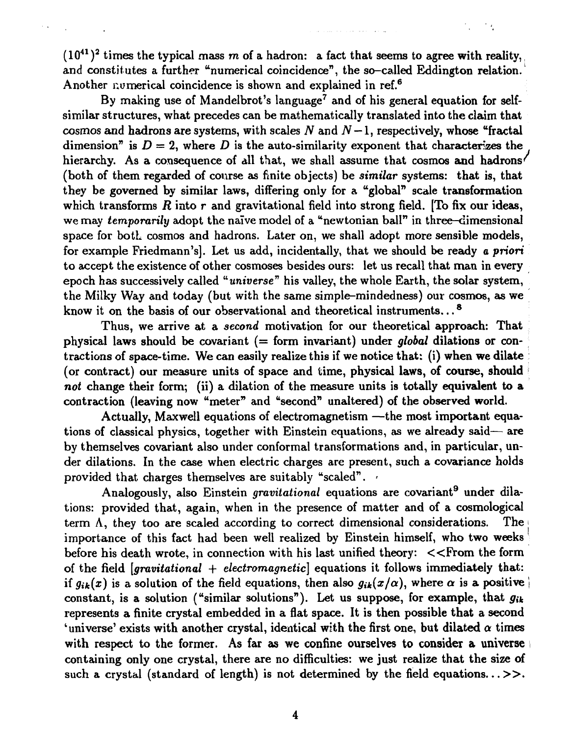$(10^{41})^2$ times the typical mass $m$ of a hadron: a fact that seems to agree with reality, and constitutes a further "numerical coincidence", the so-called Eddington relation. Another numerical coincidence is shown and explained in ref.[6]

By making use of Mandelbrot's language[7] and of his general equation for self-similar structures, what precedes can be mathematically translated into the claim that cosmos and hadrons are systems, with scales $N$ and $N-1$, respectively, whose "fractal dimension" is $D = 2$, where $D$ is the auto-similarity exponent that characterizes the hierarchy. As a consequence of all that, we shall assume that cosmos and hadrons (both of them regarded of course as finite objects) be *similar* systems: that is, that they be governed by similar laws, differing only for a "global" scale transformation which transforms $R$ into $r$ and gravitational field into strong field. [To fix our ideas, we may *temporarily* adopt the naïve model of a "newtonian ball" in three-dimensional space for both cosmos and hadrons. Later on, we shall adopt more sensible models, for example Friedmann's]. Let us add, incidentally, that we should be ready *a priori* to accept the existence of other cosmoses besides ours: let us recall that man in every epoch has successively called "*universe*" his valley, the whole Earth, the solar system, the Milky Way and today (but with the same simple-mindedness) our cosmos, as we know it on the basis of our observational and theoretical instruments...[8]

Thus, we arrive at a *second* motivation for our theoretical approach: That physical laws should be covariant (= form invariant) under *global* dilations or contractions of space-time. We can easily realize this if we notice that: (i) when we dilate (or contract) our measure units of space and time, physical laws, of course, should *not* change their form; (ii) a dilation of the measure units is totally equivalent to a contraction (leaving now "meter" and "second" unaltered) of the observed world.

Actually, Maxwell equations of electromagnetism —the most important equations of classical physics, together with Einstein equations, as we already said— are by themselves covariant also under conformal transformations and, in particular, under dilations. In the case when electric charges are present, such a covariance holds provided that charges themselves are suitably "scaled".

Analogously, also Einstein *gravitational* equations are covariant[9] under dilations: provided that, again, when in the presence of matter and of a cosmological term $\Lambda$, they too are scaled according to correct dimensional considerations. The importance of this fact had been well realized by Einstein himself, who two weeks before his death wrote, in connection with his last unified theory: <<From the form of the field [*gravitational* + *electromagnetic*] equations it follows immediately that: if $g_{ik}(x)$ is a solution of the field equations, then also $g_{ik}(x/\alpha)$, where $\alpha$ is a positive constant, is a solution ("similar solutions"). Let us suppose, for example, that $g_{ik}$ represents a finite crystal embedded in a flat space. It is then possible that a second 'universe' exists with another crystal, identical with the first one, but dilated $\alpha$ times with respect to the former. As far as we confine ourselves to consider a universe containing only one crystal, there are no difficulties: we just realize that the size of such a crystal (standard of length) is not determined by the field equations...>>.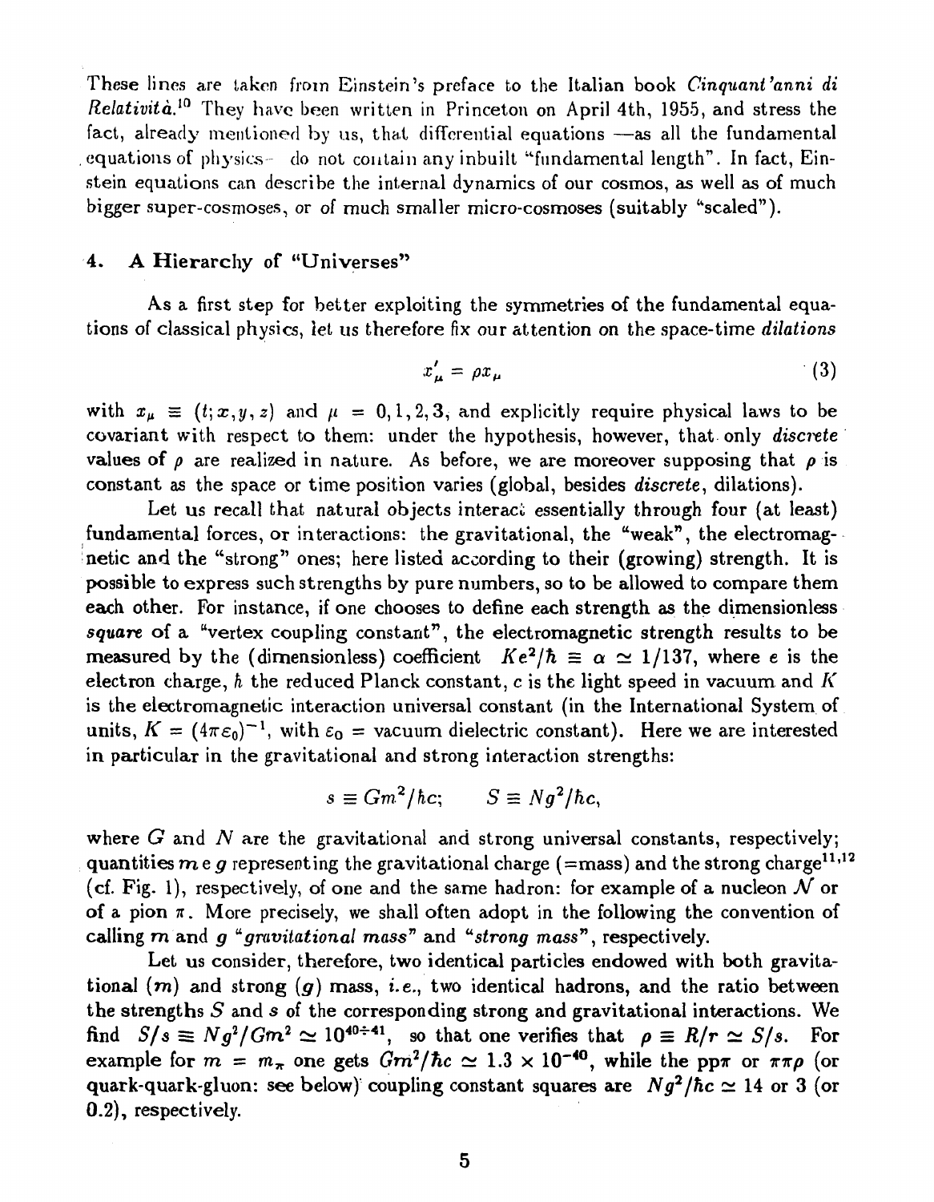These lines are taken from Einstein's preface to the Italian book *Cinquant'anni di Relatività*.[10] They have been written in Princeton on April 4th, 1955, and stress the fact, already mentioned by us, that differential equations —as all the fundamental equations of physics— do not contain any inbuilt "fundamental length". In fact, Einstein equations can describe the internal dynamics of our cosmos, as well as of much bigger super-cosmoses, or of much smaller micro-cosmoses (suitably "scaled").

## 4. A Hierarchy of "Universes"

As a first step for better exploiting the symmetries of the fundamental equations of classical physics, let us therefore fix our attention on the space-time *dilations*

$$x'_\mu = \rho x_\mu \tag{3}$$

with $x_\mu \equiv (t; x, y, z)$ and $\mu = 0, 1, 2, 3$, and explicitly require physical laws to be covariant with respect to them: under the hypothesis, however, that only *discrete* values of $\rho$ are realized in nature. As before, we are moreover supposing that $\rho$ is constant as the space or time position varies (global, besides *discrete*, dilations).

Let us recall that natural objects interact essentially through four (at least) fundamental forces, or interactions: the gravitational, the "weak", the electromagnetic and the "strong" ones; here listed according to their (growing) strength. It is possible to express such strengths by pure numbers, so to be allowed to compare them each other. For instance, if one chooses to define each strength as the dimensionless *square* of a "vertex coupling constant", the electromagnetic strength results to be measured by the (dimensionless) coefficient $Ke^2/\hbar \equiv \alpha \simeq 1/137$, where $e$ is the electron charge, $\hbar$ the reduced Planck constant, $c$ is the light speed in vacuum and $K$ is the electromagnetic interaction universal constant (in the International System of units, $K = (4\pi\varepsilon_0)^{-1}$, with $\varepsilon_0$ = vacuum dielectric constant). Here we are interested in particular in the gravitational and strong interaction strengths:

$$s \equiv Gm^2/\hbar c; \qquad S \equiv Ng^2/\hbar c,$$

where $G$ and $N$ are the gravitational and strong universal constants, respectively; quantities $m$ e $g$ representing the gravitational charge (=mass) and the strong charge[11,12] (cf. Fig. 1), respectively, of one and the same hadron: for example of a nucleon $\mathcal{N}$ or of a pion $\pi$. More precisely, we shall often adopt in the following the convention of calling $m$ and $g$ "*gravitational mass*" and "*strong mass*", respectively.

Let us consider, therefore, two identical particles endowed with both gravitational ($m$) and strong ($g$) mass, *i.e.*, two identical hadrons, and the ratio between the strengths $S$ and $s$ of the corresponding strong and gravitational interactions. We find $S/s \equiv Ng^2/Gm^2 \simeq 10^{40\div41}$, so that one verifies that $\rho \equiv R/r \simeq S/s$. For example for $m = m_\pi$ one gets $Gm^2/\hbar c \simeq 1.3 \times 10^{-40}$, while the pp$\pi$ or $\pi\pi\rho$ (or quark-quark-gluon: see below) coupling constant squares are $Ng^2/\hbar c \simeq 14$ or 3 (or 0.2), respectively.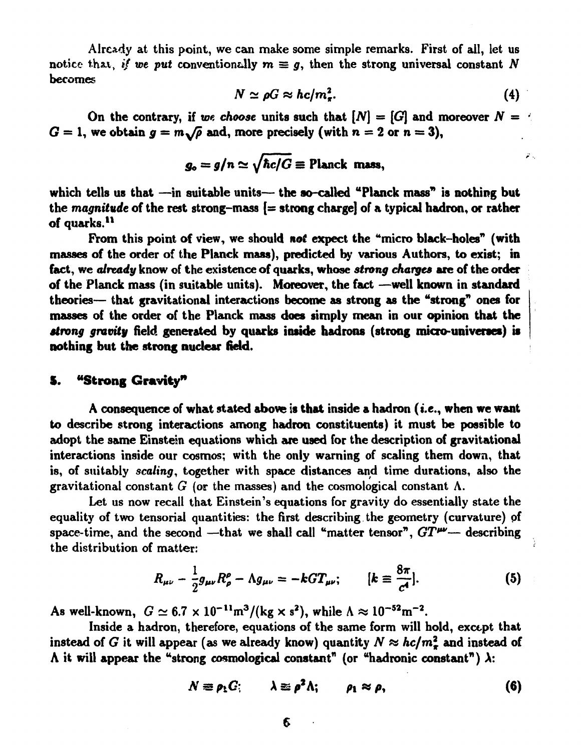Already at this point, we can make some simple remarks. First of all, let us notice that, *if we put* conventionally $m \equiv g$, then the strong universal constant $N$ becomes

$$N \simeq \rho G \approx \hbar c / m_\pi^2. \tag{4}$$

On the contrary, if *we choose* units such that $[N] = [G]$ and moreover $N = G = 1$, we obtain $g = m\sqrt{\rho}$ and, more precisely (with $n = 2$ or $n = 3$),

$$g_\circ = g/n \simeq \sqrt{\hbar c / G} \equiv \text{Planck mass},$$

which tells us that —in suitable units— **the so-called "Planck mass" is nothing but the *magnitude* of the rest strong-mass [= strong charge] of a typical hadron, or rather of quarks.**[11]

From this point of view, we should *not* expect the "micro black-holes" (with masses of the order of the Planck mass), predicted by various Authors, to exist; in fact, we *already* know of the existence of quarks, whose *strong charges* are of the order of the Planck mass (in suitable units). Moreover, the fact —well known in standard theories— that gravitational interactions become as strong as the "strong" ones for masses of the order of the Planck mass **does simply mean in our opinion that the *strong gravity* field generated by quarks inside hadrons (strong micro-universes) is nothing but the strong nuclear field.**

## 5. "Strong Gravity"

A consequence of what stated above is that inside a hadron (*i.e.*, when we want to describe strong interactions among hadron constituents) it must be possible to adopt the same Einstein equations which are used for the description of gravitational interactions inside our cosmos; with the only warning of scaling them down, that is, of suitably *scaling*, together with space distances and time durations, also the gravitational constant $G$ (or the masses) and the cosmological constant $\Lambda$.

Let us now recall that Einstein's equations for gravity do essentially state the equality of two tensorial quantities: the first describing the geometry (curvature) of space-time, and the second —that we shall call "matter tensor", $GT^{\mu\nu}$— describing the distribution of matter:

$$R_{\mu\nu} - \frac{1}{2} g_{\mu\nu} R^\rho_\rho - \Lambda g_{\mu\nu} = -kGT_{\mu\nu}; \qquad [k \equiv \frac{8\pi}{c^4}]. \tag{5}$$

As well-known, $G \simeq 6.7 \times 10^{-11} \text{m}^3/(\text{kg} \times \text{s}^2)$, while $\Lambda \approx 10^{-52} \text{m}^{-2}$.

Inside a hadron, therefore, equations of the same form will hold, except that instead of $G$ it will appear (as we already know) quantity $N \approx \hbar c / m_\pi^2$ and instead of $\Lambda$ it will appear the "strong cosmological constant" (or "hadronic constant") $\lambda$:

$$N \equiv \rho_1 G; \qquad \lambda \equiv \rho^2 \Lambda; \qquad \rho_1 \approx \rho, \tag{6}$$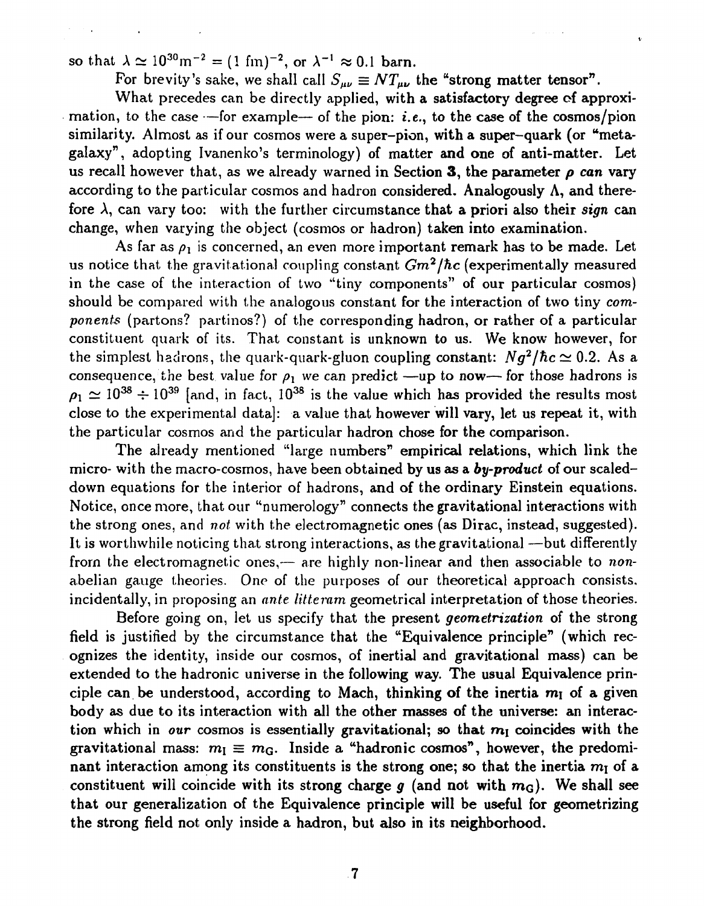so that $\lambda \simeq 10^{30}\text{m}^{-2} = (1\ \text{fm})^{-2}$, or $\lambda^{-1} \approx 0.1$ barn.

For brevity's sake, we shall call $S_{\mu\nu} \equiv NT_{\mu\nu}$ the "strong matter tensor".

What precedes can be directly applied, with a satisfactory degree of approximation, to the case —for example— of the pion: *i.e.*, to the case of the cosmos/pion similarity. Almost as if our cosmos were a super–pion, with a super–quark (or "meta-galaxy", adopting Ivanenko's terminology) of matter and one of anti-matter. Let us recall however that, as we already warned in Section **3**, the parameter $\rho$ *can* vary according to the particular cosmos and hadron considered. Analogously $\Lambda$, and therefore $\lambda$, can vary too: with the further circumstance that a priori also their *sign* can change, when varying the object (cosmos or hadron) taken into examination.

As far as $\rho_1$ is concerned, an even more important remark has to be made. Let us notice that the gravitational coupling constant $Gm^2/\hbar c$ (experimentally measured in the case of the interaction of two "tiny components" of our particular cosmos) should be compared with the analogous constant for the interaction of two tiny *components* (partons? partinos?) of the corresponding hadron, or rather of a particular constituent quark of its. That constant is unknown to us. We know however, for the simplest hadrons, the quark-quark-gluon coupling constant: $Ng^2/\hbar c \simeq 0.2$. As a consequence, the best value for $\rho_1$ we can predict —up to now— for those hadrons is $\rho_1 \simeq 10^{38} \div 10^{39}$ [and, in fact, $10^{38}$ is the value which has provided the results most close to the experimental data]: a value that however will vary, let us repeat it, with the particular cosmos and the particular hadron chose for the comparison.

The already mentioned "large numbers" empirical relations, which link the micro- with the macro-cosmos, have been obtained by us as a ***by-product*** of our scaled–down equations for the interior of hadrons, and of the ordinary Einstein equations. Notice, once more, that our "numerology" connects the gravitational interactions with the strong ones, and *not* with the electromagnetic ones (as Dirac, instead, suggested). It is worthwhile noticing that strong interactions, as the gravitational —but differently from the electromagnetic ones,— are highly non-linear and then associable to *non-abelian* gauge theories. One of the purposes of our theoretical approach consists, incidentally, in proposing an *ante litteram* geometrical interpretation of those theories.

Before going on, let us specify that the present *geometrization* of the strong field is justified by the circumstance that the "Equivalence principle" (which recognizes the identity, inside our cosmos, of inertial and gravitational mass) can be extended to the hadronic universe in the following way. The usual Equivalence principle can be understood, according to Mach, thinking of the inertia $m_{\text{I}}$ of a given body as due to its interaction with all the other masses of the universe: an interaction which in *our* cosmos is essentially gravitational; so that $m_{\text{I}}$ coincides with the gravitational mass: $m_{\text{I}} \equiv m_{\text{G}}$. Inside a "hadronic cosmos", however, the predominant interaction among its constituents is the strong one; so that the inertia $m_{\text{I}}$ of a constituent will coincide with its strong charge $g$ (and not with $m_{\text{G}}$). We shall see that our generalization of the Equivalence principle will be useful for geometrizing the strong field not only inside a hadron, but also in its neighborhood.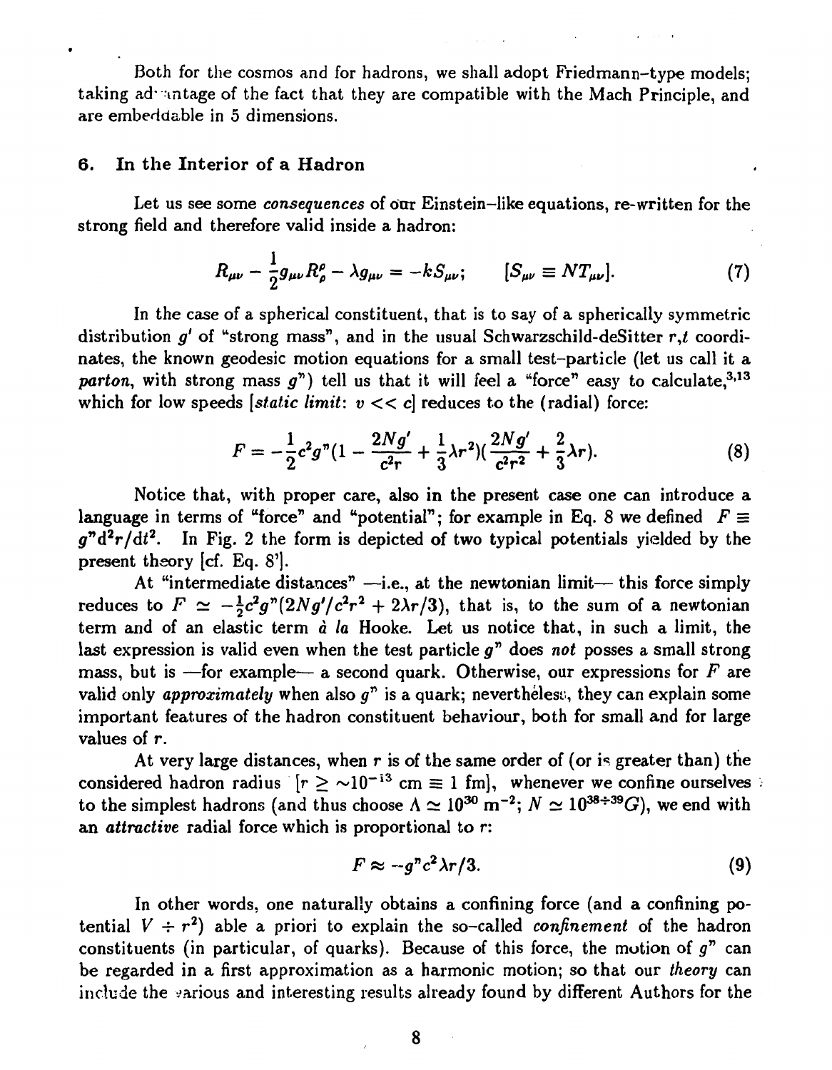Both for the cosmos and for hadrons, we shall adopt Friedmann-type models; taking advantage of the fact that they are compatible with the Mach Principle, and are embeddable in 5 dimensions.

## 6. In the Interior of a Hadron

Let us see some *consequences* of our Einstein-like equations, re-written for the strong field and therefore valid inside a hadron:

$$R_{\mu\nu} - \frac{1}{2}g_{\mu\nu}R^{\rho}_{\rho} - \lambda g_{\mu\nu} = -kS_{\mu\nu}; \qquad [S_{\mu\nu} \equiv NT_{\mu\nu}]. \tag{7}$$

In the case of a spherical constituent, that is to say of a spherically symmetric distribution $g'$ of "strong mass", and in the usual Schwarzschild-deSitter $r$,$t$ coordinates, the known geodesic motion equations for a small test-particle (let us call it a *parton*, with strong mass $g"$) tell us that it will feel a "force" easy to calculate,[3,13] which for low speeds [*static limit*: $v << c$] reduces to the (radial) force:

$$F = -\frac{1}{2}c^2 g"(1 - \frac{2Ng'}{c^2 r} + \frac{1}{3}\lambda r^2)(\frac{2Ng'}{c^2 r^2} + \frac{2}{3}\lambda r). \tag{8}$$

Notice that, with proper care, also in the present case one can introduce a language in terms of "force" and "potential"; for example in Eq. 8 we defined $F \equiv g" \mathrm{d}^2 r/\mathrm{d}t^2$. In Fig. 2 the form is depicted of two typical potentials yielded by the present theory [cf. Eq. 8'].

At "intermediate distances" —i.e., at the newtonian limit— this force simply reduces to $F \simeq -\frac{1}{2}c^2 g"(2Ng'/c^2r^2 + 2\lambda r/3)$, that is, to the sum of a newtonian term and of an elastic term *à la* Hooke. Let us notice that, in such a limit, the last expression is valid even when the test particle $g"$ does *not* posses a small strong mass, but is —for example— a second quark. Otherwise, our expressions for $F$ are valid only *approximately* when also $g"$ is a quark; nevertheless, they can explain some important features of the hadron constituent behaviour, both for small and for large values of $r$.

At very large distances, when $r$ is of the same order of (or is greater than) the considered hadron radius $[r \geq \sim 10^{-13}$ cm $\equiv 1$ fm$]$, whenever we confine ourselves to the simplest hadrons (and thus choose $\Lambda \simeq 10^{30}$ m$^{-2}$; $N \simeq 10^{38 \div 39} G$), we end with an *attractive* radial force which is proportional to $r$:

$$F \approx -g" c^2 \lambda r/3. \tag{9}$$

In other words, one naturally obtains a confining force (and a confining potential $V \div r^2$) able a priori to explain the so-called *confinement* of the hadron constituents (in particular, of quarks). Because of this force, the motion of $g"$ can be regarded in a first approximation as a harmonic motion; so that our *theory* can include the various and interesting results already found by different Authors for the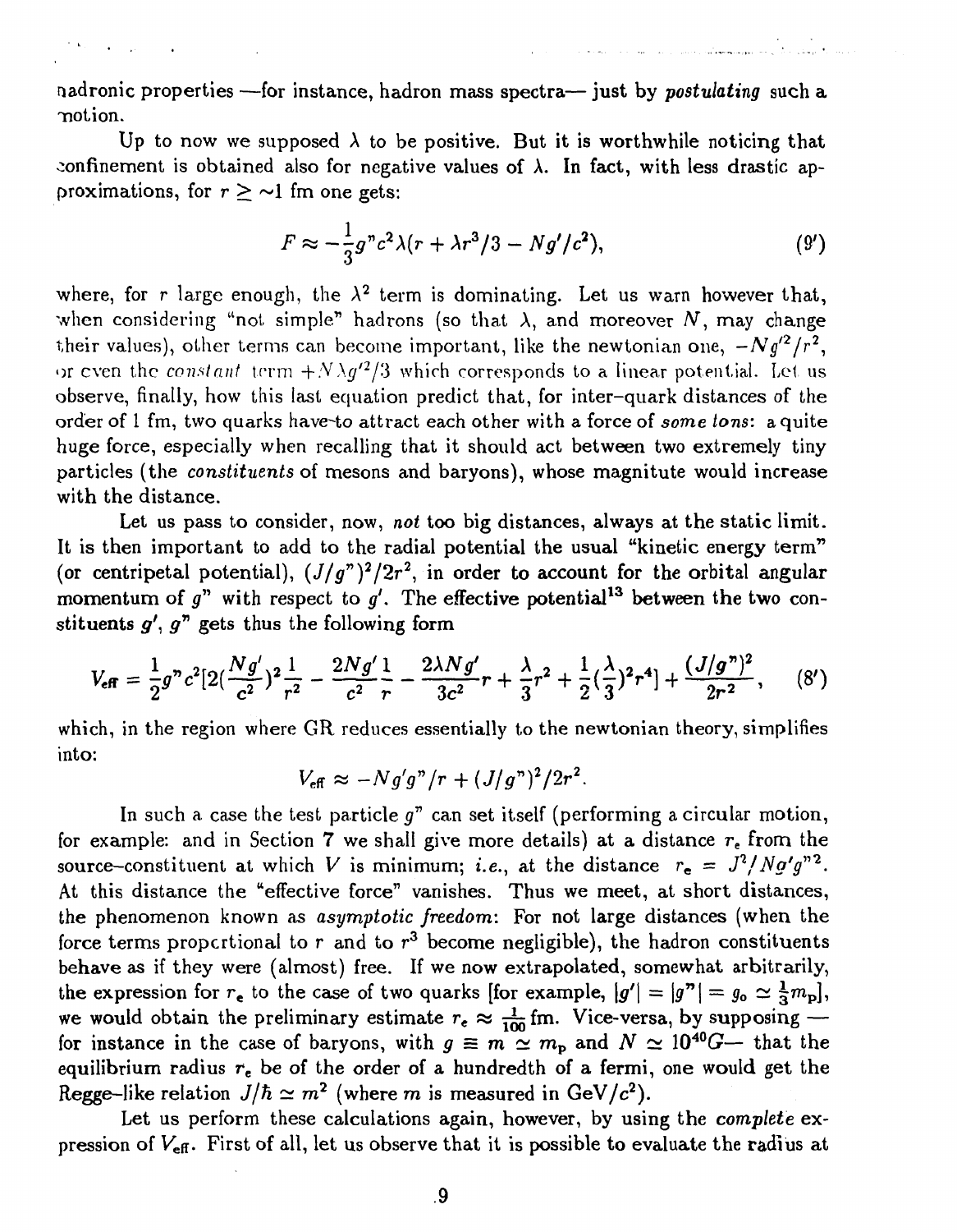hadronic properties —for instance, hadron mass spectra— just by *postulating* such a motion.

Up to now we supposed $\lambda$ to be positive. But it is worthwhile noticing that confinement is obtained also for negative values of $\lambda$. In fact, with less drastic approximations, for $r \gtrsim \sim 1$ fm one gets:

$$F \approx -\frac{1}{3} g'' c^2 \lambda (r + \lambda r^3/3 - Ng'/c^2), \qquad (9')$$

where, for $r$ large enough, the $\lambda^2$ term is dominating. Let us warn however that, when considering "not simple" hadrons (so that $\lambda$, and moreover $N$, may change their values), other terms can become important, like the newtonian one, $-Ng'^2/r^2$, or even the *constant* term $+N\lambda g'^2/3$ which corresponds to a linear potential. Let us observe, finally, how this last equation predict that, for inter-quark distances of the order of 1 fm, two quarks have to attract each other with a force of *some tons*: a quite huge force, especially when recalling that it should act between two extremely tiny particles (the *constituents* of mesons and baryons), whose magnitute would increase with the distance.

Let us pass to consider, now, *not* too big distances, always at the static limit. It is then important to add to the radial potential the usual "kinetic energy term" (or centripetal potential), $(J/g'')^2/2r^2$, in order to account for the orbital angular momentum of $g''$ with respect to $g'$. The effective potential[13] between the two constituents $g'$, $g''$ gets thus the following form

$$V_{\rm eff} = \frac{1}{2} g'' c^2 [2(\frac{Ng'}{c^2})^2 \frac{1}{r^2} - \frac{2Ng'}{c^2}\frac{1}{r} - \frac{2\lambda N g'}{3c^2} r + \frac{\lambda}{3} r^2 + \frac{1}{2}(\frac{\lambda}{3})^2 r^4] + \frac{(J/g'')^2}{2r^2}, \qquad (8')$$

which, in the region where GR reduces essentially to the newtonian theory, simplifies into:

$$V_{\rm eff} \approx -Ng'g''/r + (J/g'')^2/2r^2.$$

In such a case the test particle $g''$ can set itself (performing a circular motion, for example: and in Section 7 we shall give more details) at a distance $r_e$ from the source–constituent at which $V$ is minimum; *i.e.*, at the distance $r_e = J^2/Ng'g''^2$. At this distance the "effective force" vanishes. Thus we meet, at short distances, the phenomenon known as *asymptotic freedom*: For not large distances (when the force terms proportional to $r$ and to $r^3$ become negligible), the hadron constituents behave as if they were (almost) free. If we now extrapolated, somewhat arbitrarily, the expression for $r_e$ to the case of two quarks [for example, $|g'| = |g''| = g_o \simeq \frac{1}{3} m_{\rm p}$], we would obtain the preliminary estimate $r_e \approx \frac{1}{100}$ fm. Vice-versa, by supposing — for instance in the case of baryons, with $g \equiv m \simeq m_{\rm p}$ and $N \simeq 10^{40} G$— that the equilibrium radius $r_e$ be of the order of a hundredth of a fermi, one would get the Regge-like relation $J/\hbar \simeq m^2$ (where $m$ is measured in GeV/$c^2$).

Let us perform these calculations again, however, by using the *complete* expression of $V_{\rm eff}$. First of all, let us observe that it is possible to evaluate the radius at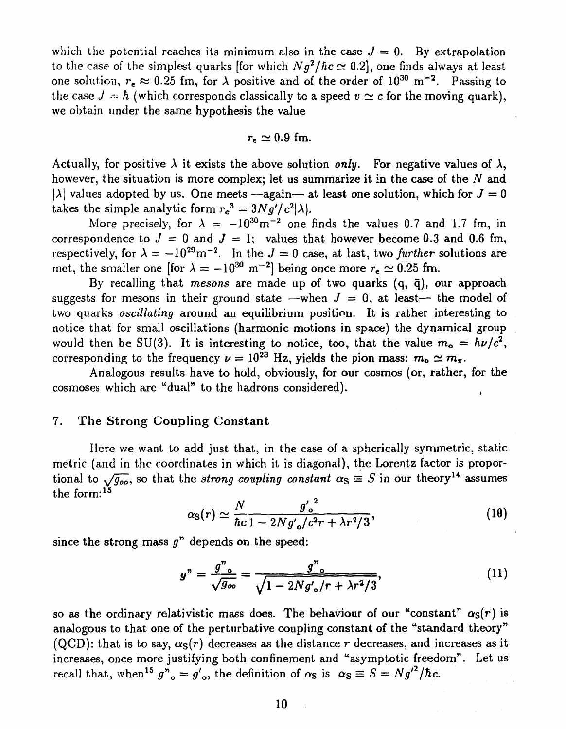which the potential reaches its minimum also in the case $J = 0$. By extrapolation to the case of the simplest quarks [for which $Ng^2/\hbar c \simeq 0.2$], one finds always at least one solution, $r_e \approx 0.25$ fm, for $\lambda$ positive and of the order of $10^{30}$ m$^{-2}$. Passing to the case $J = \hbar$ (which corresponds classically to a speed $v \simeq c$ for the moving quark), we obtain under the same hypothesis the value

$$r_e \simeq 0.9 \text{ fm}.$$

Actually, for positive $\lambda$ it exists the above solution *only*. For negative values of $\lambda$, however, the situation is more complex; let us summarize it in the case of the $N$ and $|\lambda|$ values adopted by us. One meets —again— at least one solution, which for $J = 0$ takes the simple analytic form $r_e{}^3 = 3Ng'/c^2|\lambda|$.

More precisely, for $\lambda = -10^{30}\text{m}^{-2}$ one finds the values 0.7 and 1.7 fm, in correspondence to $J = 0$ and $J = 1$; values that however become 0.3 and 0.6 fm, respectively, for $\lambda = -10^{29}\text{m}^{-2}$. In the $J = 0$ case, at last, two *further* solutions are met, the smaller one [for $\lambda = -10^{30}$ m$^{-2}$] being once more $r_e \simeq 0.25$ fm.

By recalling that *mesons* are made up of two quarks (q, q̄), our approach suggests for mesons in their ground state —when $J = 0$, at least— the model of two quarks *oscillating* around an equilibrium position. It is rather interesting to notice that for small oscillations (harmonic motions in space) the dynamical group would then be SU(3). It is interesting to notice, too, that the value $m_o = h\nu/c^2$, corresponding to the frequency $\nu = 10^{23}$ Hz, yields the pion mass: $m_o \simeq m_\pi$.

Analogous results have to hold, obviously, for our cosmos (or, rather, for the cosmoses which are "dual" to the hadrons considered).

## 7. The Strong Coupling Constant

Here we want to add just that, in the case of a spherically symmetric, static metric (and in the coordinates in which it is diagonal), the Lorentz factor is proportional to $\sqrt{g_{oo}}$, so that the *strong coupling constant* $\alpha_S \equiv S$ in our theory[14] assumes the form:[15]

$$\alpha_S(r) \simeq \frac{N}{\hbar c} \frac{{g'_o}^2}{1 - 2Ng'_o/c^2r + \lambda r^2/3}, \tag{10}$$

since the strong mass $g"$ depends on the speed:

$$g" = \frac{g"_o}{\sqrt{g_{oo}}} = \frac{g"_o}{\sqrt{1 - 2Ng'_o/r + \lambda r^2/3}}, \tag{11}$$

so as the ordinary relativistic mass does. The behaviour of our "constant" $\alpha_S(r)$ is analogous to that one of the perturbative coupling constant of the "standard theory" (QCD): that is to say, $\alpha_S(r)$ decreases as the distance $r$ decreases, and increases as it increases, once more justifying both confinement and "asymptotic freedom". Let us recall that, when[15] $g"_o = g'_o$, the definition of $\alpha_S$ is $\alpha_S \equiv S = N{g'}^2/\hbar c$.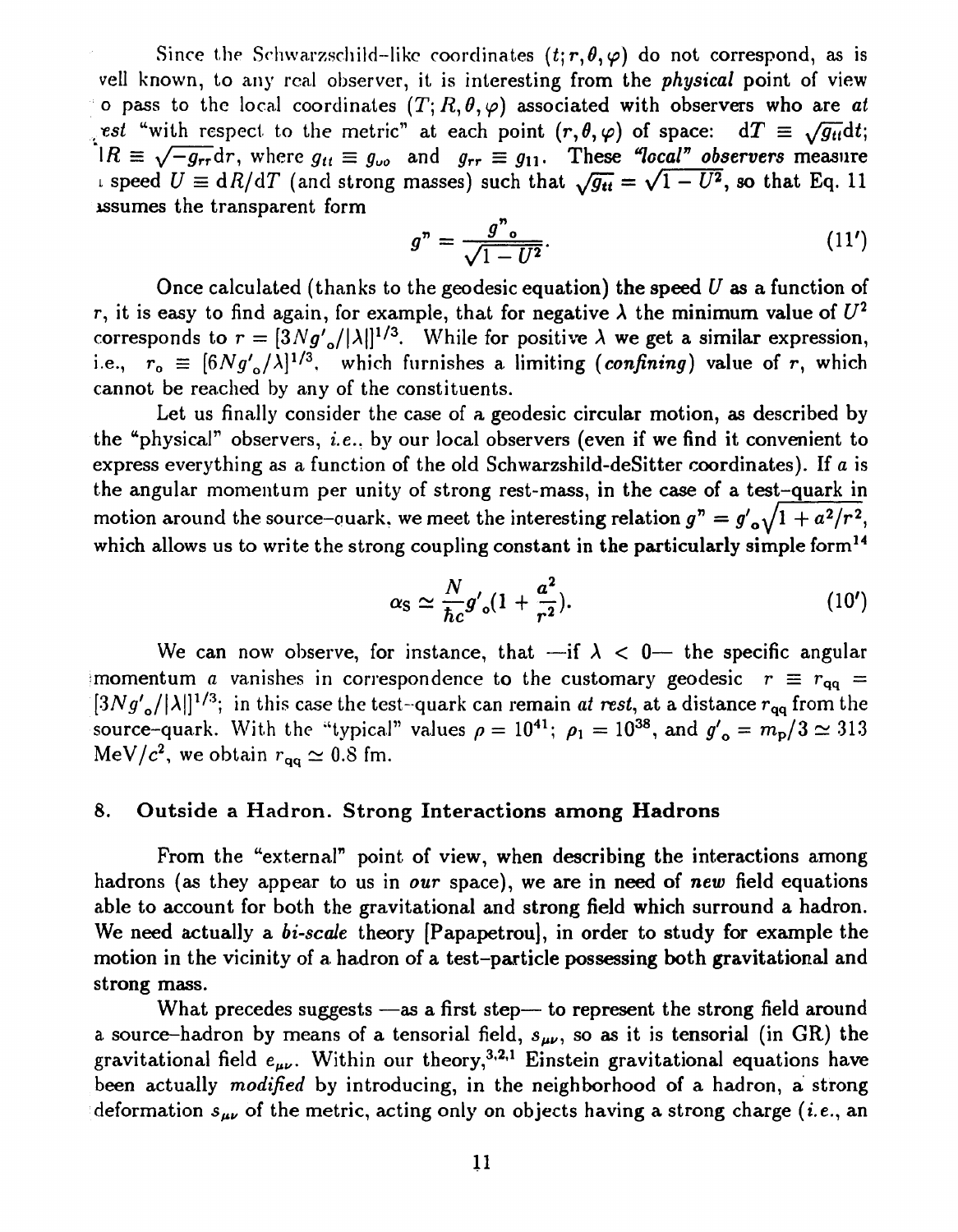Since the Schwarzschild-like coordinates $(t; r, \theta, \varphi)$ do not correspond, as is well known, to any real observer, it is interesting from the *physical* point of view to pass to the local coordinates $(T; R, \theta, \varphi)$ associated with observers who are *at rest* "with respect to the metric" at each point $(r, \theta, \varphi)$ of space: $\mathrm{d}T \equiv \sqrt{g_{tt}}\mathrm{d}t$; $\mathrm{d}R \equiv \sqrt{-g_{rr}}\mathrm{d}r$, where $g_{tt} \equiv g_{oo}$ and $g_{rr} \equiv g_{11}$. These *"local" observers* measure a speed $U \equiv \mathrm{d}R/\mathrm{d}T$ (and strong masses) such that $\sqrt{g_{tt}} = \sqrt{1-U^2}$, so that Eq. 11 assumes the transparent form

$$g" = \frac{g"_o}{\sqrt{1-U^2}}. \tag{11'}$$

Once calculated (thanks to the geodesic equation) **the speed $U$ as a function of** $r$, it is easy to find again, for example, that for negative $\lambda$ the minimum value of $U^2$ corresponds to $r = [3Ng'_o/|\lambda|]^{1/3}$. While for positive $\lambda$ we get a similar expression, i.e., $r_o \equiv [6Ng'_o/\lambda]^{1/3}$, which furnishes a limiting (*confining*) value of $r$, which cannot be reached by any of the constituents.

Let us finally consider the case of a geodesic circular motion, as described by the "physical" observers, *i.e.*, by our local observers (even if we find it convenient to express everything as a function of the old Schwarzshild-deSitter coordinates). If $a$ is the angular momentum per unity of strong rest-mass, in the case of a test-quark in motion around the source-quark, we meet the interesting relation $g" = g'_o\sqrt{1 + a^2/r^2}$, which allows us to write **the strong coupling constant in the particularly simple form**[14]

$$\alpha_S \simeq \frac{N}{\hbar c} g'_o \left(1 + \frac{a^2}{r^2}\right). \tag{10'}$$

We can now observe, for instance, that —if $\lambda < 0$— the specific angular momentum $a$ vanishes in correspondence to the customary geodesic $r \equiv r_{qq} = [3Ng'_o/|\lambda|]^{1/3}$; in this case the test-quark can remain *at rest*, at a distance $r_{qq}$ from the source-quark. With the "typical" values $\rho = 10^{41}$; $\rho_1 = 10^{38}$, and $g'_o = m_p/3 \simeq 313$ MeV$/c^2$, we obtain $r_{qq} \simeq 0.8$ fm.

## 8. Outside a Hadron. Strong Interactions among Hadrons

From the "external" point of view, when describing the interactions among hadrons (as they appear to us in *our* space), we are in need of *new* field equations able to account for both the gravitational and strong field which surround a hadron. We need actually a *bi-scale* theory [Papapetrou], in order to study for example the motion in the vicinity of a hadron of a test-particle possessing both gravitational and strong mass.

What precedes suggests —as a first step— to represent the strong field around a source-hadron by means of a tensorial field, $s_{\mu\nu}$, so as it is tensorial (in GR) the gravitational field $e_{\mu\nu}$. Within our theory,[3,2,1] Einstein gravitational equations have been actually *modified* by introducing, in the neighborhood of a hadron, a strong deformation $s_{\mu\nu}$ of the metric, acting only on objects having a strong charge (*i.e.*, an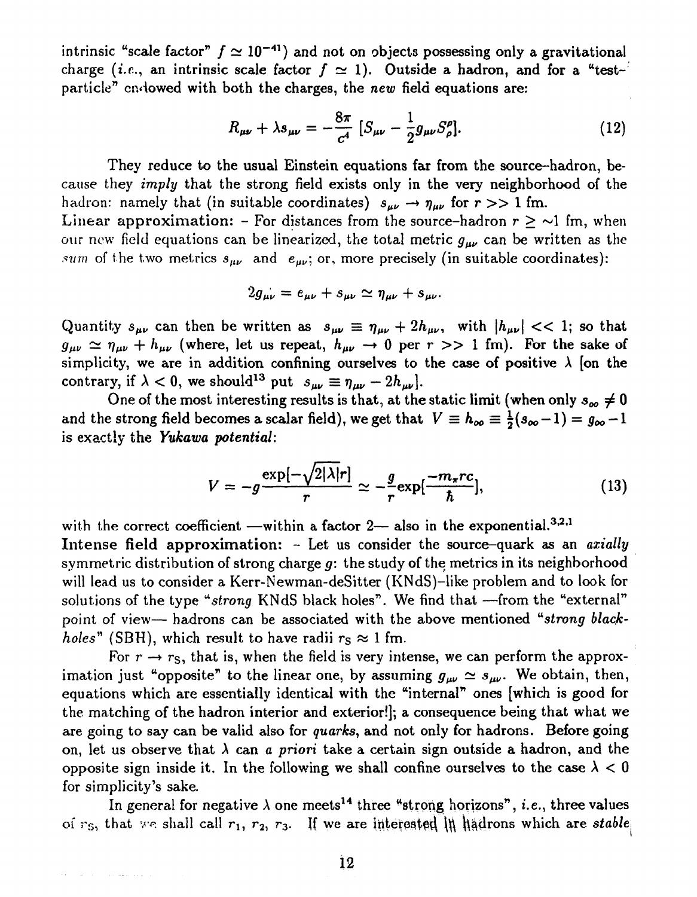intrinsic "scale factor" $f \simeq 10^{-41}$) and not on objects possessing only a gravitational charge (*i.e.*, an intrinsic scale factor $f \simeq 1$). Outside a hadron, and for a "test-particle" endowed with both the charges, the *new* field equations are:

$$R_{\mu\nu} + \lambda s_{\mu\nu} = -\frac{8\pi}{c^4} \, [S_{\mu\nu} - \frac{1}{2} g_{\mu\nu} S^{\rho}_{\rho}]. \tag{12}$$

They reduce to the usual Einstein equations far from the source–hadron, because they *imply* that the strong field exists only in the very neighborhood of the hadron: namely that (in suitable coordinates) $s_{\mu\nu} \rightarrow \eta_{\mu\nu}$ for $r >> 1$ fm.

**Linear approximation:** – For distances from the source-hadron $r \geq \sim 1$ fm, when our new field equations can be linearized, the total metric $g_{\mu\nu}$ can be written as the *sum* of the two metrics $s_{\mu\nu}$ and $e_{\mu\nu}$; or, more precisely (in suitable coordinates):

$$2g_{\mu\nu} = e_{\mu\nu} + s_{\mu\nu} \simeq \eta_{\mu\nu} + s_{\mu\nu}.$$

Quantity $s_{\mu\nu}$ can then be written as $s_{\mu\nu} \equiv \eta_{\mu\nu} + 2h_{\mu\nu}$, with $|h_{\mu\nu}| << 1$; so that $g_{\mu\nu} \simeq \eta_{\mu\nu} + h_{\mu\nu}$ (where, let us repeat, $h_{\mu\nu} \rightarrow 0$ per $r >> 1$ fm). For the sake of simplicity, we are in addition confining ourselves to the case of positive $\lambda$ [on the contrary, if $\lambda < 0$, we should[13] put $s_{\mu\nu} \equiv \eta_{\mu\nu} - 2h_{\mu\nu}$].

One of the most interesting results is that, at the static limit (when only $s_{oo} \neq 0$ and the strong field becomes a scalar field), we get that $V \equiv h_{oo} \equiv \frac{1}{2}(s_{oo} - 1) = g_{oo} - 1$ is exactly the ***Yukawa potential***:

$$V = -g\frac{\exp[-\sqrt{2|\lambda|}r]}{r} \simeq -\frac{g}{r}\exp[\frac{-m_\pi rc}{\hbar}], \tag{13}$$

with the correct coefficient —within a factor 2— also in the exponential.[3,2,1]

**Intense field approximation:** – Let us consider the source–quark as an *axially* symmetric distribution of strong charge $g$: the study of the metrics in its neighborhood will lead us to consider a Kerr-Newman-deSitter (KNdS)–like problem and to look for solutions of the type "*strong* KNdS black holes". We find that —from the "external" point of view— hadrons can be associated with the above mentioned "*strong black-holes*" (SBH), which result to have radii $r_S \approx 1$ fm.

For $r \rightarrow r_S$, that is, when the field is very intense, we can perform the approximation just "opposite" to the linear one, by assuming $g_{\mu\nu} \simeq s_{\mu\nu}$. We obtain, then, equations which are essentially identical with the "internal" ones [which is good for the matching of the hadron interior and exterior!]; a consequence being that what we are going to say can be valid also for *quarks*, and not only for hadrons. Before going on, let us observe that $\lambda$ can *a priori* take a certain sign outside a hadron, and the opposite sign inside it. In the following we shall confine ourselves to the case $\lambda < 0$ for simplicity's sake.

In general for negative $\lambda$ one meets[14] three "strong horizons", *i.e.*, three values of $r_S$, that we shall call $r_1$, $r_2$, $r_3$. If we are interested in hadrons which are *stable*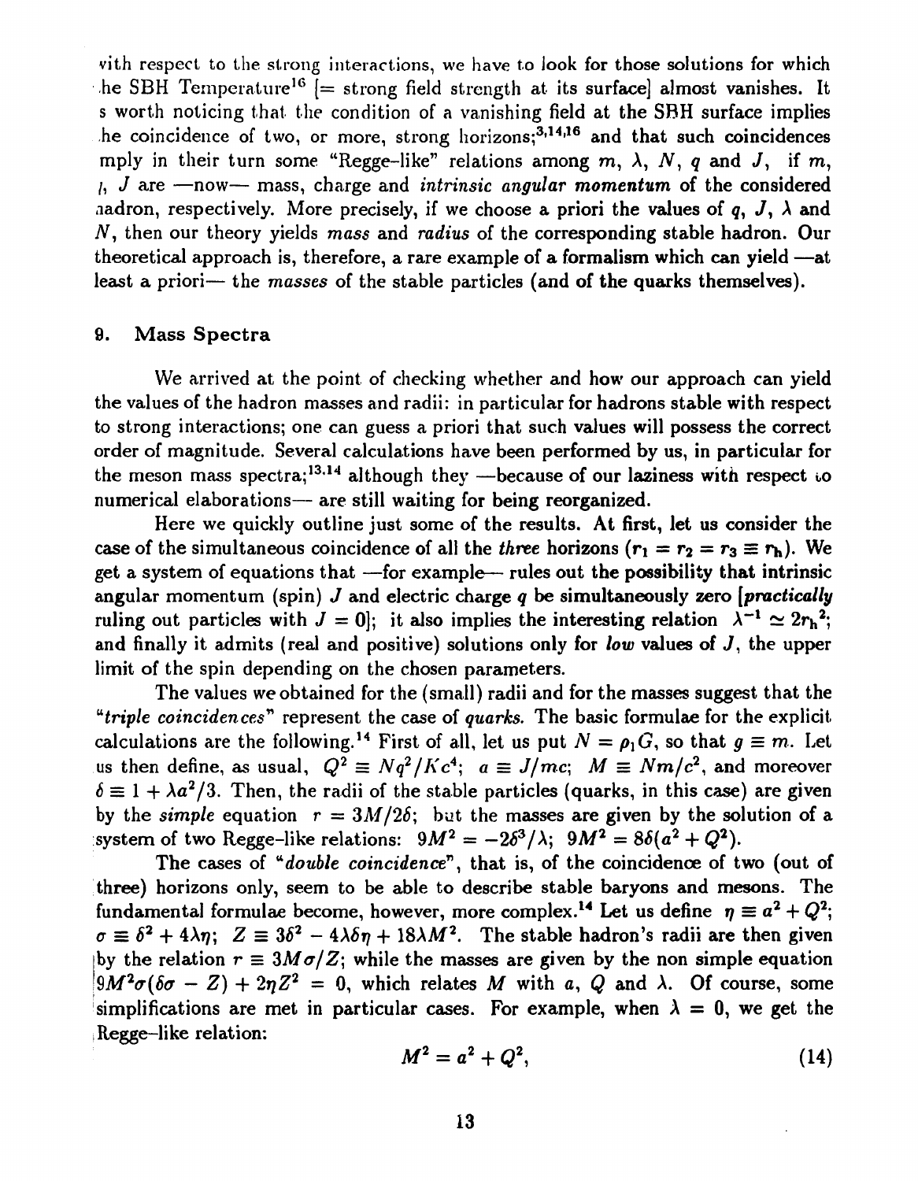with respect to the strong interactions, we have to look for those solutions for which the SBH Temperature[16] [= strong field strength at its surface] almost vanishes. It is worth noticing that the condition of a vanishing field at the SBH surface implies the coincidence of two, or more, strong horizons;[3,14,16] and that such coincidences imply in their turn some "Regge-like" relations among $m$, $\lambda$, $N$, $q$ and $J$, if $m$, $q$, $J$ are —now— mass, charge and *intrinsic angular momentum* of the considered hadron, respectively. More precisely, if we choose a priori the values of $q$, $J$, $\lambda$ and $N$, then our theory yields *mass* and *radius* of the corresponding stable hadron. Our theoretical approach is, therefore, a rare example of a formalism which can yield —at least a priori— the *masses* of the stable particles (and of the quarks themselves).

## 9. Mass Spectra

We arrived at the point of checking whether and how our approach can yield the values of the hadron masses and radii: in particular for hadrons stable with respect to strong interactions; one can guess a priori that such values will possess the correct order of magnitude. Several calculations have been performed by us, in particular for the meson mass spectra;[13,14] although they —because of our laziness with respect to numerical elaborations— are still waiting for being reorganized.

Here we quickly outline just some of the results. At first, let us consider the case of the simultaneous coincidence of all the *three* horizons ($r_1 = r_2 = r_3 \equiv r_h$). We get a system of equations that —for example— rules out the possibility that intrinsic angular momentum (spin) $J$ and electric charge $q$ be simultaneously zero [*practically* ruling out particles with $J = 0$]; it also implies the interesting relation $\lambda^{-1} \simeq 2r_h^2$; and finally it admits (real and positive) solutions only for *low* values of $J$, the upper limit of the spin depending on the chosen parameters.

The values we obtained for the (small) radii and for the masses suggest that the "*triple coincidences*" represent the case of *quarks*. The basic formulae for the explicit calculations are the following.[14] First of all, let us put $N = \rho_1 G$, so that $g \equiv m$. Let us then define, as usual, $Q^2 \equiv Nq^2/Kc^4$; $a \equiv J/mc$; $M \equiv Nm/c^2$, and moreover $\delta \equiv 1 + \lambda a^2/3$. Then, the radii of the stable particles (quarks, in this case) are given by the *simple* equation $r = 3M/2\delta$; but the masses are given by the solution of a system of two Regge-like relations: $9M^2 = -2\delta^3/\lambda$; $9M^2 = 8\delta(a^2 + Q^2)$.

The cases of "*double coincidence*", that is, of the coincidence of two (out of three) horizons only, seem to be able to describe stable baryons and mesons. The fundamental formulae become, however, more complex.[14] Let us define $\eta \equiv a^2 + Q^2$; $\sigma \equiv \delta^2 + 4\lambda\eta$; $Z \equiv 3\delta^2 - 4\lambda\delta\eta + 18\lambda M^2$. The stable hadron's radii are then given by the relation $r \equiv 3M\sigma/Z$; while the masses are given by the non simple equation $9M^2\sigma(\delta\sigma - Z) + 2\eta Z^2 = 0$, which relates $M$ with $a$, $Q$ and $\lambda$. Of course, some simplifications are met in particular cases. For example, when $\lambda = 0$, we get the Regge-like relation:

$$M^2 = a^2 + Q^2, \tag{14}$$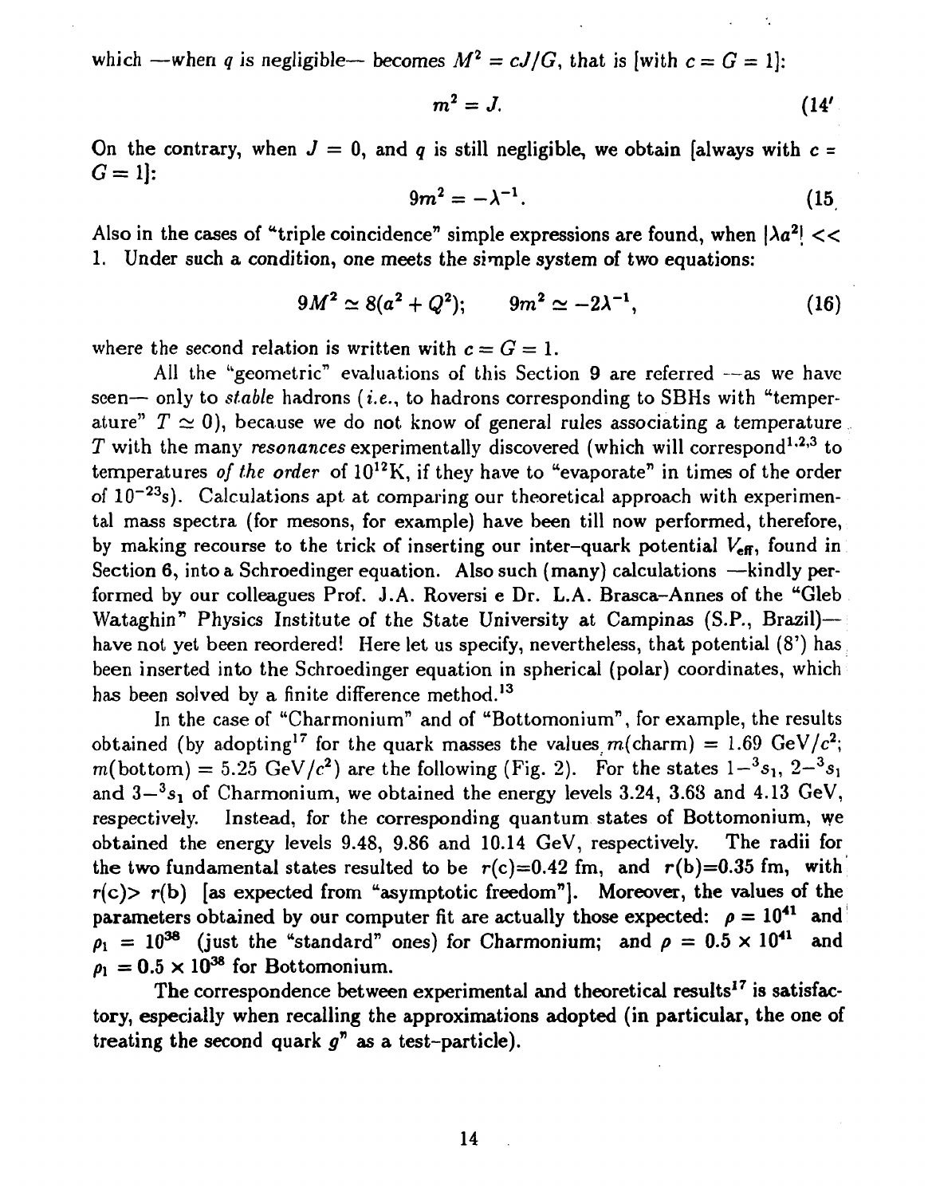which —when $q$ is negligible— becomes $M^2 = cJ/G$, that is [with $c = G = 1$]:

$$m^2 = J. \qquad (14')$$

On the contrary, when $J = 0$, and $q$ is still negligible, we obtain [always with $c = G = 1$]:

$$9m^2 = -\lambda^{-1}. \qquad (15)$$

Also in the cases of "triple coincidence" simple expressions are found, when $|\lambda a^2| << 1$. Under such a condition, one meets the simple system of two equations:

$$9M^2 \simeq 8(a^2 + Q^2); \qquad 9m^2 \simeq -2\lambda^{-1}, \qquad (16)$$

where the second relation is written with $c = G = 1$.

All the "geometric" evaluations of this Section 9 are referred —as we have seen— only to *stable* hadrons (*i.e.*, to hadrons corresponding to SBHs with "temperature" $T \simeq 0$), because we do not know of general rules associating a temperature $T$ with the many *resonances* experimentally discovered (which will correspond[1,2,3] to temperatures *of the order* of $10^{12}$K, if they have to "evaporate" in times of the order of $10^{-23}$s). Calculations apt at comparing our theoretical approach with experimental mass spectra (for mesons, for example) have been till now performed, therefore, by making recourse to the trick of inserting our inter-quark potential $V_{\rm eff}$, found in Section 6, into a Schroedinger equation. Also such (many) calculations —kindly performed by our colleagues Prof. J.A. Roversi e Dr. L.A. Brasca–Annes of the "Gleb Wataghin" Physics Institute of the State University at Campinas (S.P., Brazil)— have not yet been reordered! Here let us specify, nevertheless, that potential (8') has been inserted into the Schroedinger equation in spherical (polar) coordinates, which has been solved by a finite difference method.[13]

In the case of "Charmonium" and of "Bottomonium", for example, the results obtained (by adopting[17] for the quark masses the values $m$(charm) = 1.69 GeV/$c^2$; $m$(bottom) = 5.25 GeV/$c^2$) are the following (Fig. 2). For the states $1-{}^3s_1$, $2-{}^3s_1$ and $3-{}^3s_1$ of Charmonium, we obtained the energy levels 3.24, 3.68 and 4.13 GeV, respectively. Instead, for the corresponding quantum states of Bottomonium, we obtained the energy levels 9.48, 9.86 and 10.14 GeV, respectively. The radii for the two fundamental states resulted to be $r$(c)=0.42 fm, and $r$(b)=0.35 fm, with $r$(c)> $r$(b) [as expected from "asymptotic freedom"]. Moreover, the values of the parameters obtained by our computer fit are actually those expected: $\rho = 10^{41}$ and $\rho_1 = 10^{38}$ (just the "standard" ones) for Charmonium; and $\rho = 0.5 \times 10^{41}$ and $\rho_1 = 0.5 \times 10^{38}$ for Bottomonium.

The correspondence between experimental and theoretical results[17] is satisfactory, especially when recalling the approximations adopted (in particular, the one of treating the second quark $g''$ as a test-particle).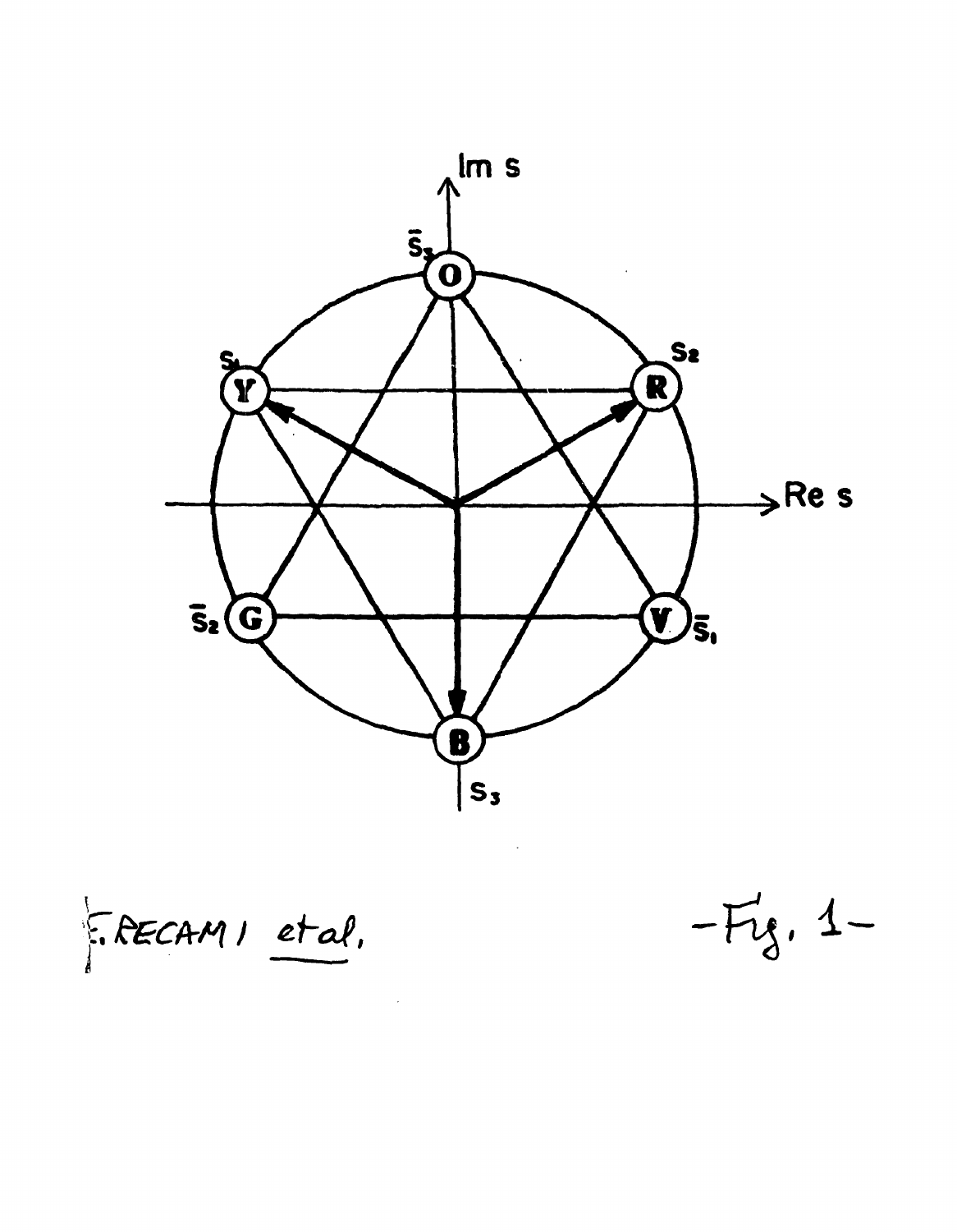E. RECAMI *et al.*

– Fig. 1 –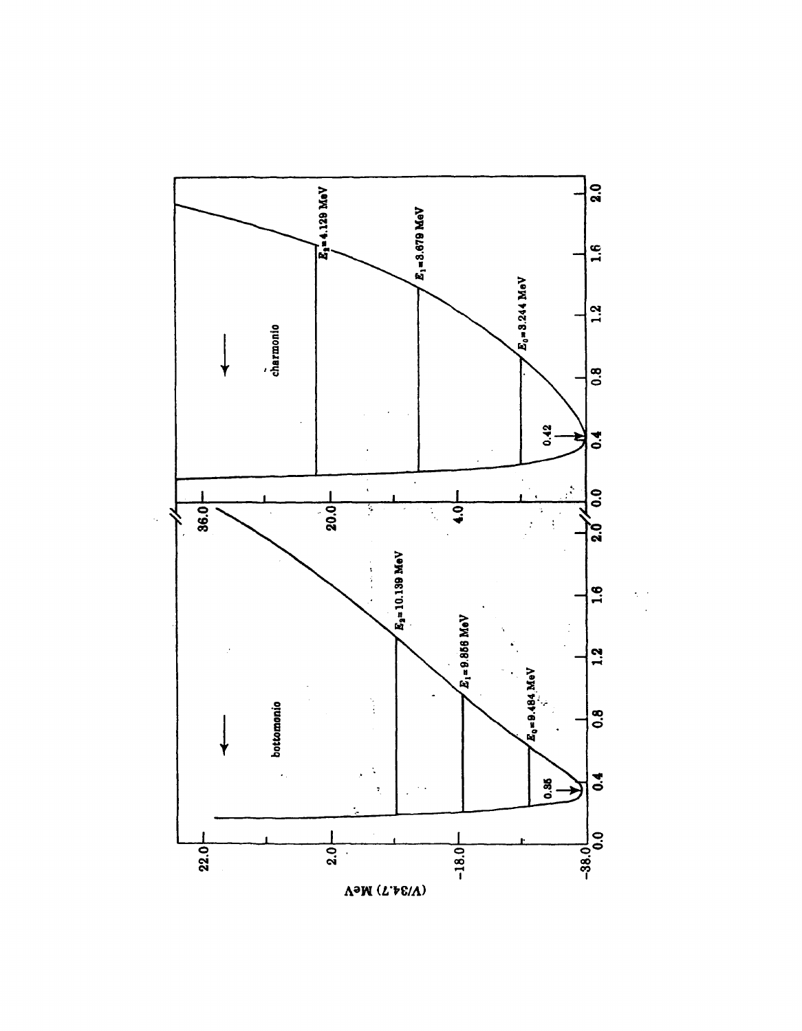(V/34.7) MeV

bottomonio

$E_0$=9.464 MeV

$E_1$=9.856 MeV

$E_2$=10.139 MeV

0.35

charmonio

$E_0$=3.244 MeV

$E_1$=3.679 MeV

$E_2$=4.129 MeV

0.42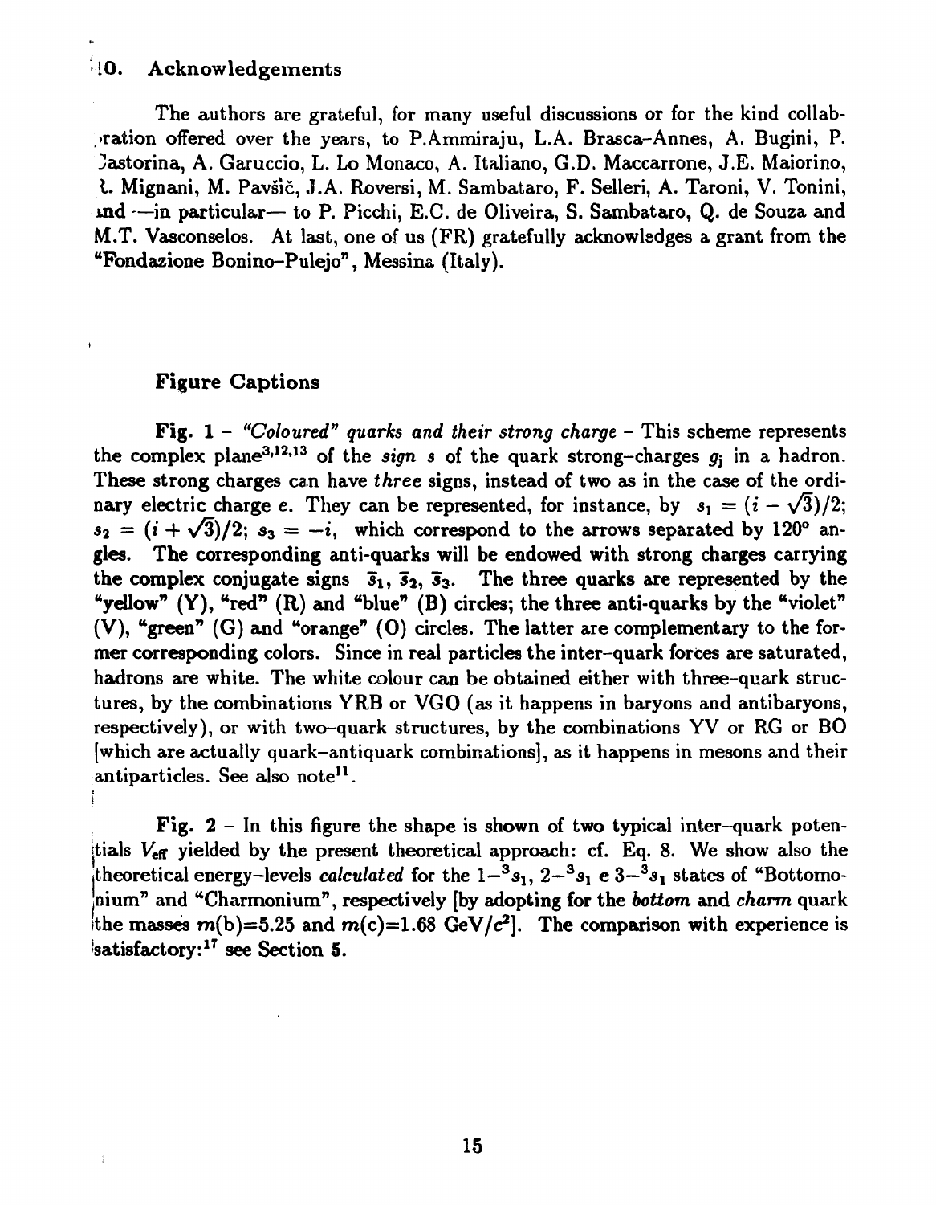## 10. Acknowledgements

The authors are grateful, for many useful discussions or for the kind collaboration offered over the years, to P.Ammiraju, L.A. Brasca–Annes, A. Bugini, P. Castorina, A. Garuccio, L. Lo Monaco, A. Italiano, G.D. Maccarrone, J.E. Maiorino, R. Mignani, M. Pavšič, J.A. Roversi, M. Sambataro, F. Selleri, A. Taroni, V. Tonini, and —in particular— to P. Picchi, E.C. de Oliveira, S. Sambataro, Q. de Souza and M.T. Vasconselos. At last, one of us (FR) gratefully acknowledges a grant from the "Fondazione Bonino–Pulejo", Messina (Italy).

## Figure Captions

**Fig. 1** – *"Coloured" quarks and their strong charge* – This scheme represents the complex plane[3,12,13] of the *sign* $s$ of the quark strong–charges $g_j$ in a hadron. These strong charges can have *three* signs, instead of two as in the case of the ordinary electric charge $e$. They can be represented, for instance, by $s_1 = (i - \sqrt{3})/2$; $s_2 = (i + \sqrt{3})/2$; $s_3 = -i$, which correspond to the arrows separated by 120° angles. The corresponding anti-quarks will be endowed with strong charges carrying the complex conjugate signs $\bar{s}_1$, $\bar{s}_2$, $\bar{s}_3$. The three quarks are represented by the "yellow" (Y), "red" (R) and "blue" (B) circles; the three anti-quarks by the "violet" (V), "green" (G) and "orange" (O) circles. The latter are complementary to the former corresponding colors. Since in real particles the inter–quark forces are saturated, hadrons are white. The white colour can be obtained either with three-quark structures, by the combinations YRB or VGO (as it happens in baryons and antibaryons, respectively), or with two–quark structures, by the combinations YV or RG or BO [which are actually quark–antiquark combinations], as it happens in mesons and their antiparticles. See also note[11].

**Fig. 2** – In this figure the shape is shown of two typical inter–quark potentials $V_{\rm eff}$ yielded by the present theoretical approach: cf. Eq. 8. We show also the theoretical energy–levels *calculated* for the $1-{}^3s_1$, $2-{}^3s_1$ e $3-{}^3s_1$ states of "Bottomonium" and "Charmonium", respectively [by adopting for the *bottom* and *charm* quark the masses $m(\mathrm{b})$=5.25 and $m(\mathrm{c})$=1.68 GeV/$c^2$]. The comparison with experience is satisfactory:[17] see Section 5.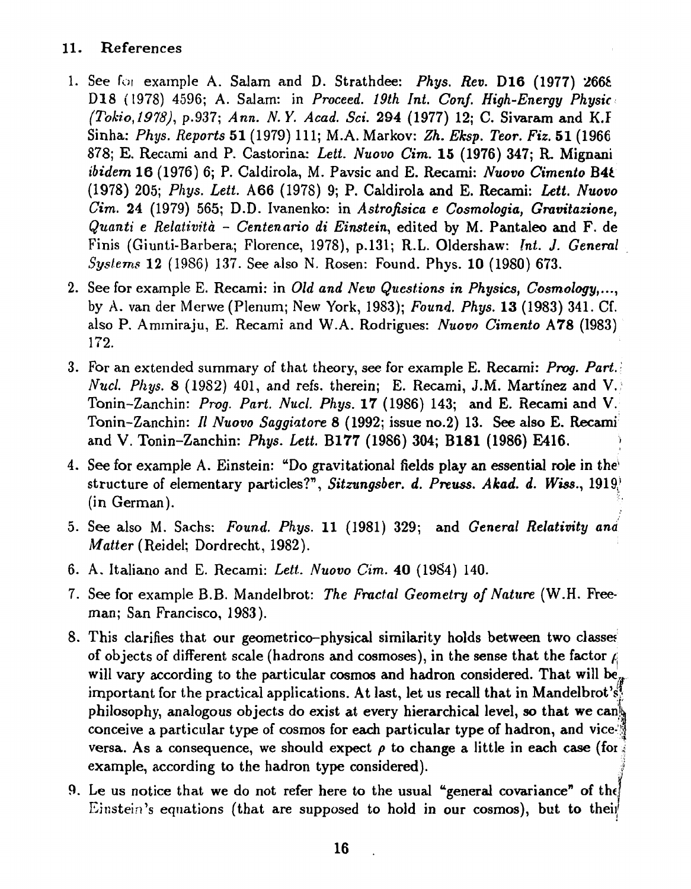## 11. References

1. See for example A. Salam and D. Strathdee: *Phys. Rev.* **D16** (1977) 2668; **D18** (1978) 4596; A. Salam: in *Proceed. 19th Int. Conf. High-Energy Physics (Tokio,1978)*, p.937; *Ann. N.Y. Acad. Sci.* **294** (1977) 12; C. Sivaram and K.P. Sinha: *Phys. Reports* **51** (1979) 111; M.A. Markov: *Zh. Eksp. Teor. Fiz.* **51** (1966) 878; E. Recami and P. Castorina: *Lett. Nuovo Cim.* **15** (1976) 347; R. Mignani *ibidem* **16** (1976) 6; P. Caldirola, M. Pavsic and E. Recami: *Nuovo Cimento* **B48** (1978) 205; *Phys. Lett.* **A66** (1978) 9; P. Caldirola and E. Recami: *Lett. Nuovo Cim.* **24** (1979) 565; D.D. Ivanenko: in *Astrofisica e Cosmologia, Gravitazione, Quanti e Relatività - Centenario di Einstein*, edited by M. Pantaleo and F. de Finis (Giunti-Barbera; Florence, 1978), p.131; R.L. Oldershaw: *Int. J. General Systems* **12** (1986) 137. See also N. Rosen: Found. Phys. **10** (1980) 673.
2. See for example E. Recami: in *Old and New Questions in Physics, Cosmology,...*, by A. van der Merwe (Plenum; New York, 1983); *Found. Phys.* **13** (1983) 341. Cf. also P. Ammiraju, E. Recami and W.A. Rodrigues: *Nuovo Cimento* **A78** (1983) 172.
3. For an extended summary of that theory, see for example E. Recami: *Prog. Part. Nucl. Phys.* **8** (1982) 401, and refs. therein; E. Recami, J.M. Martínez and V. Tonin-Zanchin: *Prog. Part. Nucl. Phys.* **17** (1986) 143; and E. Recami and V. Tonin-Zanchin: *Il Nuovo Saggiatore* **8** (1992; issue no.2) 13. See also E. Recami and V. Tonin-Zanchin: *Phys. Lett.* **B177** (1986) 304; **B181** (1986) E416.
4. See for example A. Einstein: "Do gravitational fields play an essential role in the structure of elementary particles?", *Sitzungsber. d. Preuss. Akad. d. Wiss.*, 1919 (in German).
5. See also M. Sachs: *Found. Phys.* **11** (1981) 329; and *General Relativity and Matter* (Reidel; Dordrecht, 1982).
6. A. Italiano and E. Recami: *Lett. Nuovo Cim.* **40** (1984) 140.
7. See for example B.B. Mandelbrot: *The Fractal Geometry of Nature* (W.H. Freeman; San Francisco, 1983).
8. This clarifies that our geometrico–physical similarity holds between two classes of objects of different scale (hadrons and cosmoses), in the sense that the factor $\rho$ will vary according to the particular cosmos and hadron considered. That will be important for the practical applications. At last, let us recall that in Mandelbrot's philosophy, analogous objects do exist at every hierarchical level, so that we can conceive a particular type of cosmos for each particular type of hadron, and vice-versa. As a consequence, we should expect $\rho$ to change a little in each case (for example, according to the hadron type considered).
9. Le us notice that we do not refer here to the usual "general covariance" of the Einstein's equations (that are supposed to hold in our cosmos), but to their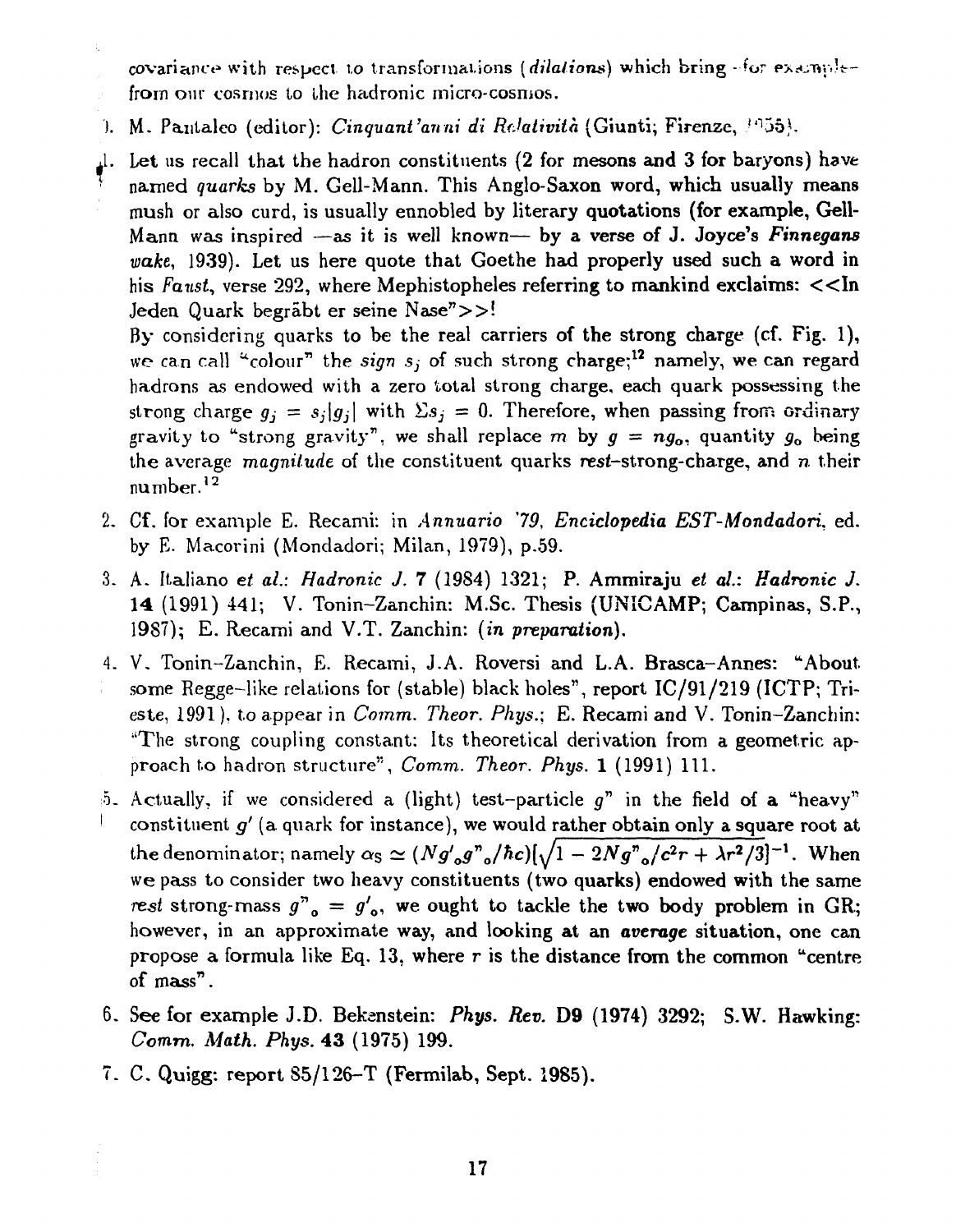covariance with respect to transformations (*dilations*) which bring - for example - from our cosmos to the hadronic micro-cosmos.

0. M. Pantaleo (editor): *Cinquant'anni di Relatività* (Giunti; Firenze, 1955).

1. Let us recall that the hadron constituents (2 for mesons and 3 for baryons) have named *quarks* by M. Gell-Mann. This Anglo-Saxon word, which usually means mush or also curd, is usually ennobled by literary quotations (for example, Gell-Mann was inspired —as it is well known— by a verse of J. Joyce's ***Finnegans wake***, 1939). Let us here quote that Goethe had properly used such a word in his *Faust*, verse 292, where Mephistopheles referring to mankind exclaims: <<In Jeden Quark begräbt er seine Nase">>!

   By considering quarks to be the real carriers of the strong charge (cf. Fig. 1), we can call "colour" the *sign* $s_j$ of such strong charge;[12] namely, we can regard hadrons as endowed with a zero total strong charge, each quark possessing the strong charge $g_j = s_j|g_j|$ with $\Sigma s_j = 0$. Therefore, when passing from ordinary gravity to "strong gravity", we shall replace $m$ by $g = ng_o$, quantity $g_o$ being the average *magnitude* of the constituent quarks *rest*-strong-charge, and $n$ their number.[12]

2. Cf. for example E. Recami: in *Annuario '79, Enciclopedia EST-Mondadori*, ed. by E. Macorini (Mondadori; Milan, 1979), p.59.

3. A. Italiano *et al.*: *Hadronic J.* **7** (1984) 1321; P. Ammiraju *et al.*: *Hadronic J.* **14** (1991) 441; V. Tonin-Zanchin: M.Sc. Thesis (UNICAMP; Campinas, S.P., 1987); E. Recami and V.T. Zanchin: (*in preparation*).

4. V. Tonin-Zanchin, E. Recami, J.A. Roversi and L.A. Brasca-Annes: "About some Regge-like relations for (stable) black holes", report IC/91/219 (ICTP; Trieste, 1991), to appear in *Comm. Theor. Phys.*; E. Recami and V. Tonin-Zanchin: "The strong coupling constant: Its theoretical derivation from a geometric approach to hadron structure", *Comm. Theor. Phys.* **1** (1991) 111.

5. Actually, if we considered a (light) test-particle $g"$ in the field of a "heavy" constituent $g'$ (a quark for instance), we would rather obtain only a square root at the denominator; namely $\alpha_S \simeq (Ng'_o g"_o/\hbar c)[\sqrt{1 - 2Ng"_o/c^2 r + \lambda r^2/3}]^{-1}$. When we pass to consider two heavy constituents (two quarks) endowed with the same *rest* strong-mass $g"_o = g'_o$, we ought to tackle the two body problem in GR; however, in an approximate way, and looking at an *average* situation, one can propose a formula like Eq. 13, where $r$ is the distance from the common "centre of mass".

6. See for example J.D. Bekenstein: *Phys. Rev.* **D9** (1974) 3292; S.W. Hawking: *Comm. Math. Phys.* **43** (1975) 199.

7. C. Quigg: report 85/126-T (Fermilab, Sept. 1985).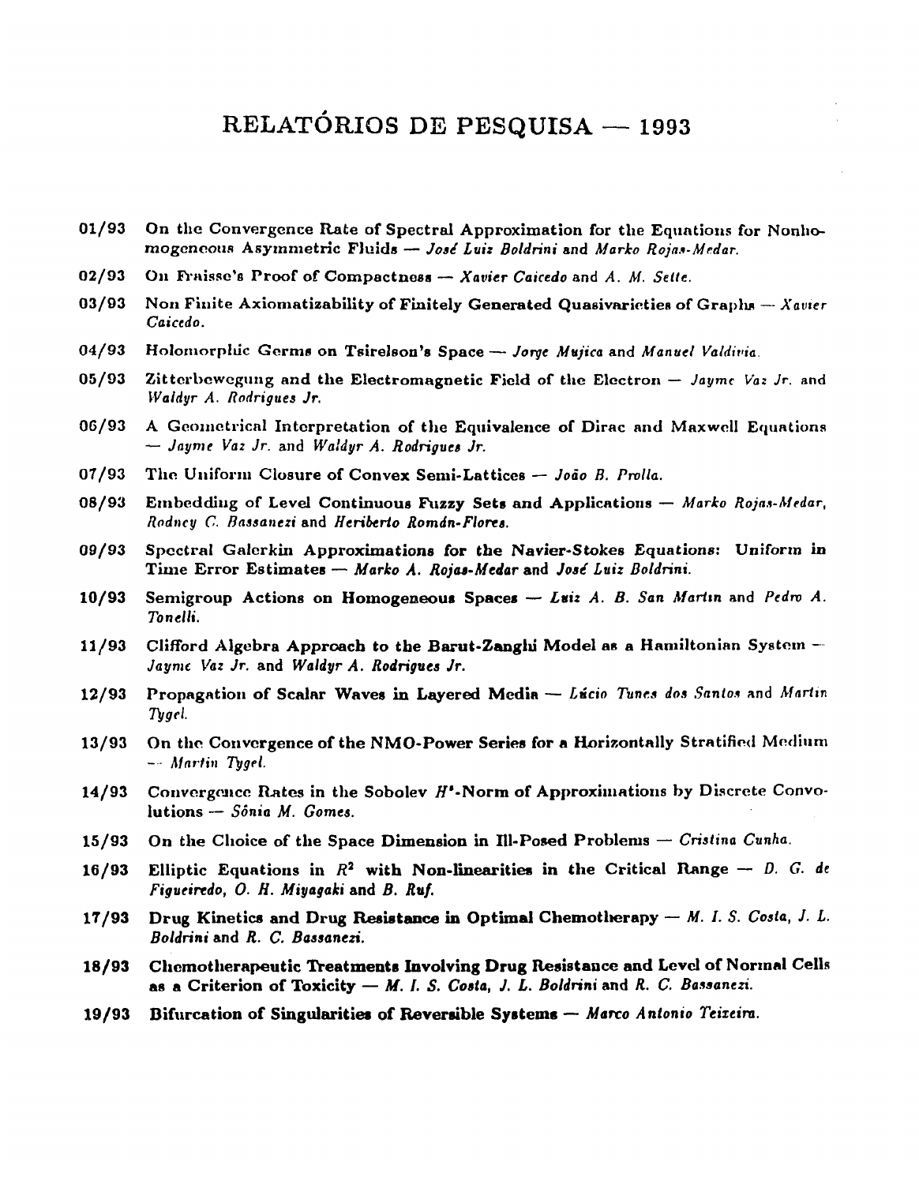# RELATÓRIOS DE PESQUISA — 1993

**01/93** **On the Convergence Rate of Spectral Approximation for the Equations for Nonhomogeneous Asymmetric Fluids** — *José Luiz Boldrini* and *Marko Rojas-Medar.*

**02/93** **On Fraisse's Proof of Compactness** — *Xavier Caicedo* and *A. M. Sette.*

**03/93** **Non Finite Axiomatizability of Finitely Generated Quasivarieties of Graphs** — *Xavier Caicedo.*

**04/93** **Holomorphic Germs on Tsirelson's Space** — *Jorge Mujica* and *Manuel Valdivia.*

**05/93** **Zitterbewegung and the Electromagnetic Field of the Electron** — *Jayme Vaz Jr.* and *Waldyr A. Rodrigues Jr.*

**06/93** **A Geometrical Interpretation of the Equivalence of Dirac and Maxwell Equations** — *Jayme Vaz Jr.* and *Waldyr A. Rodrigues Jr.*

**07/93** **The Uniform Closure of Convex Semi-Lattices** — *João B. Prolla.*

**08/93** **Embedding of Level Continuous Fuzzy Sets and Applications** — *Marko Rojas-Medar, Rodney C. Bassanezi* and *Heriberto Román-Flores.*

**09/93** **Spectral Galerkin Approximations for the Navier-Stokes Equations: Uniform in Time Error Estimates** — *Marko A. Rojas-Medar* and *José Luiz Boldrini.*

**10/93** **Semigroup Actions on Homogeneous Spaces** — *Luiz A. B. San Martin* and *Pedro A. Tonelli.*

**11/93** **Clifford Algebra Approach to the Barut-Zanghi Model as a Hamiltonian System** — *Jayme Vaz Jr.* and *Waldyr A. Rodrigues Jr.*

**12/93** **Propagation of Scalar Waves in Layered Media** — *Lúcio Tunes dos Santos* and *Martin Tygel.*

**13/93** **On the Convergence of the NMO-Power Series for a Horizontally Stratified Medium** — *Martin Tygel.*

**14/93** **Convergence Rates in the Sobolev $H^s$-Norm of Approximations by Discrete Convolutions** — *Sônia M. Gomes.*

**15/93** **On the Choice of the Space Dimension in Ill-Posed Problems** — *Cristina Cunha.*

**16/93** **Elliptic Equations in $R^2$ with Non-linearities in the Critical Range** — *D. G. de Figueiredo, O. H. Miyagaki* and *B. Ruf.*

**17/93** **Drug Kinetics and Drug Resistance in Optimal Chemotherapy** — *M. I. S. Costa, J. L. Boldrini* and *R. C. Bassanezi.*

**18/93** **Chemotherapeutic Treatments Involving Drug Resistance and Level of Normal Cells as a Criterion of Toxicity** — *M. I. S. Costa, J. L. Boldrini* and *R. C. Bassanezi.*

**19/93** **Bifurcation of Singularities of Reversible Systems** — *Marco Antonio Teixeira.*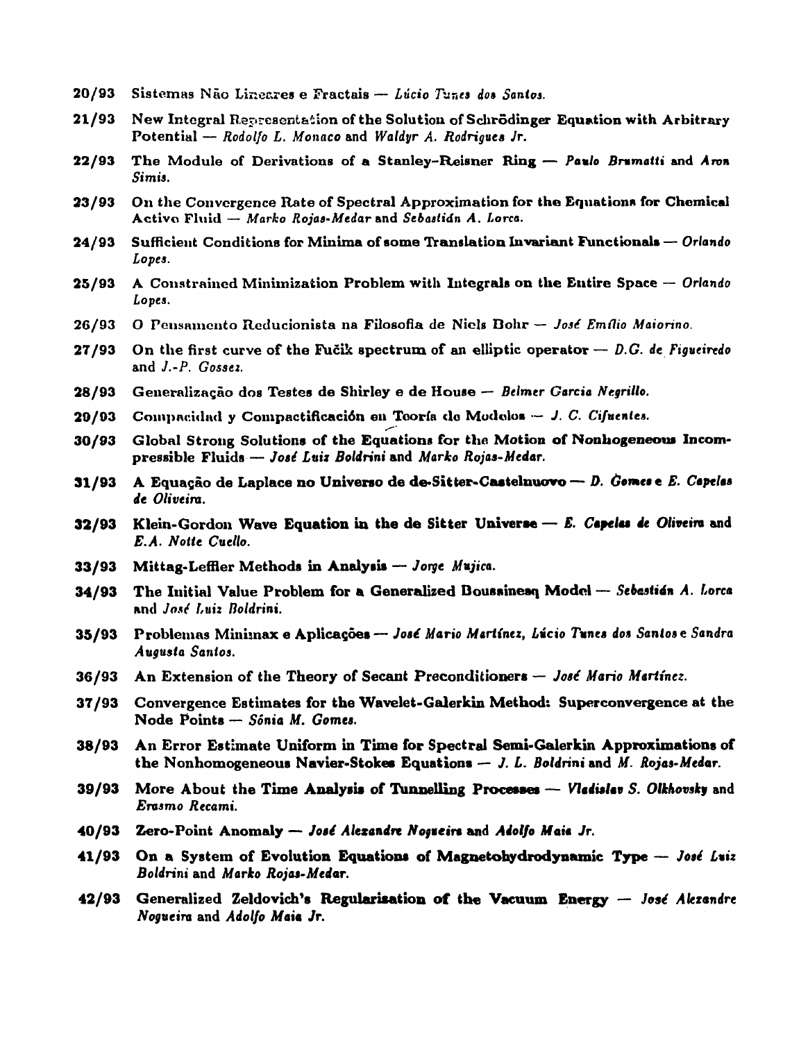**20/93** Sistemas Não Lineares e Fractais — *Lúcio Tunes dos Santos.*

**21/93** New Integral Representation of the Solution of Schrödinger Equation with Arbitrary Potential — *Rodolfo L. Monaco* and *Waldyr A. Rodrigues Jr.*

**22/93** The Module of Derivations of a Stanley–Reisner Ring — *Paulo Brumatti* and *Aron Simis.*

**23/93** On the Convergence Rate of Spectral Approximation for the Equations for Chemical Active Fluid — *Marko Rojas-Medar* and *Sebastián A. Lorca.*

**24/93** Sufficient Conditions for Minima of some Translation Invariant Functionals — *Orlando Lopes.*

**25/93** A Constrained Minimization Problem with Integrals on the Entire Space — *Orlando Lopes.*

**26/93** O Pensamento Reducionista na Filosofia de Niels Bohr — *José Emílio Maiorino.*

**27/93** On the first curve of the Fučik spectrum of an elliptic operator — *D.G. de Figueiredo* and *J.-P. Gossez.*

**28/93** Generalização dos Testes de Shirley e de House — *Belmer Garcia Negrillo.*

**29/93** Compacidad y Compactificación en Teoría de Modelos — *J. C. Cifuentes.*

**30/93** Global Strong Solutions of the Equations for the Motion of Nonhogeneous Incompressible Fluids — *José Luiz Boldrini* and *Marko Rojas-Medar.*

**31/93** A Equação de Laplace no Universo de de-Sitter-Castelnuovo — *D. Gomes* e *E. Capelas de Oliveira.*

**32/93** Klein-Gordon Wave Equation in the de Sitter Universe — *E. Capelas de Oliveira* and *E.A. Notte Cuello.*

**33/93** Mittag-Leffler Methods in Analysis — *Jorge Mujica.*

**34/93** The Initial Value Problem for a Generalized Boussinesq Model — *Sebastián A. Lorca* and *José Luiz Boldrini.*

**35/93** Problemas Minimax e Aplicações — *José Mario Martínez, Lúcio Tunes dos Santos* e *Sandra Augusta Santos.*

**36/93** An Extension of the Theory of Secant Preconditioners — *José Mario Martínez.*

**37/93** Convergence Estimates for the Wavelet-Galerkin Method: Superconvergence at the Node Points — *Sônia M. Gomes.*

**38/93** An Error Estimate Uniform in Time for Spectral Semi-Galerkin Approximations of the Nonhomogeneous Navier-Stokes Equations — *J. L. Boldrini* and *M. Rojas-Medar.*

**39/93** More About the Time Analysis of Tunnelling Processes — *Vladislav S. Olkhovsky* and *Erasmo Recami.*

**40/93** Zero-Point Anomaly — *José Alexandre Nogueira* and *Adolfo Maia Jr.*

**41/93** On a System of Evolution Equations of Magnetohydrodynamic Type — *José Luiz Boldrini* and *Marko Rojas-Medar.*

**42/93** Generalized Zeldovich's Regularisation of the Vacuum Energy — *José Alexandre Nogueira* and *Adolfo Maia Jr.*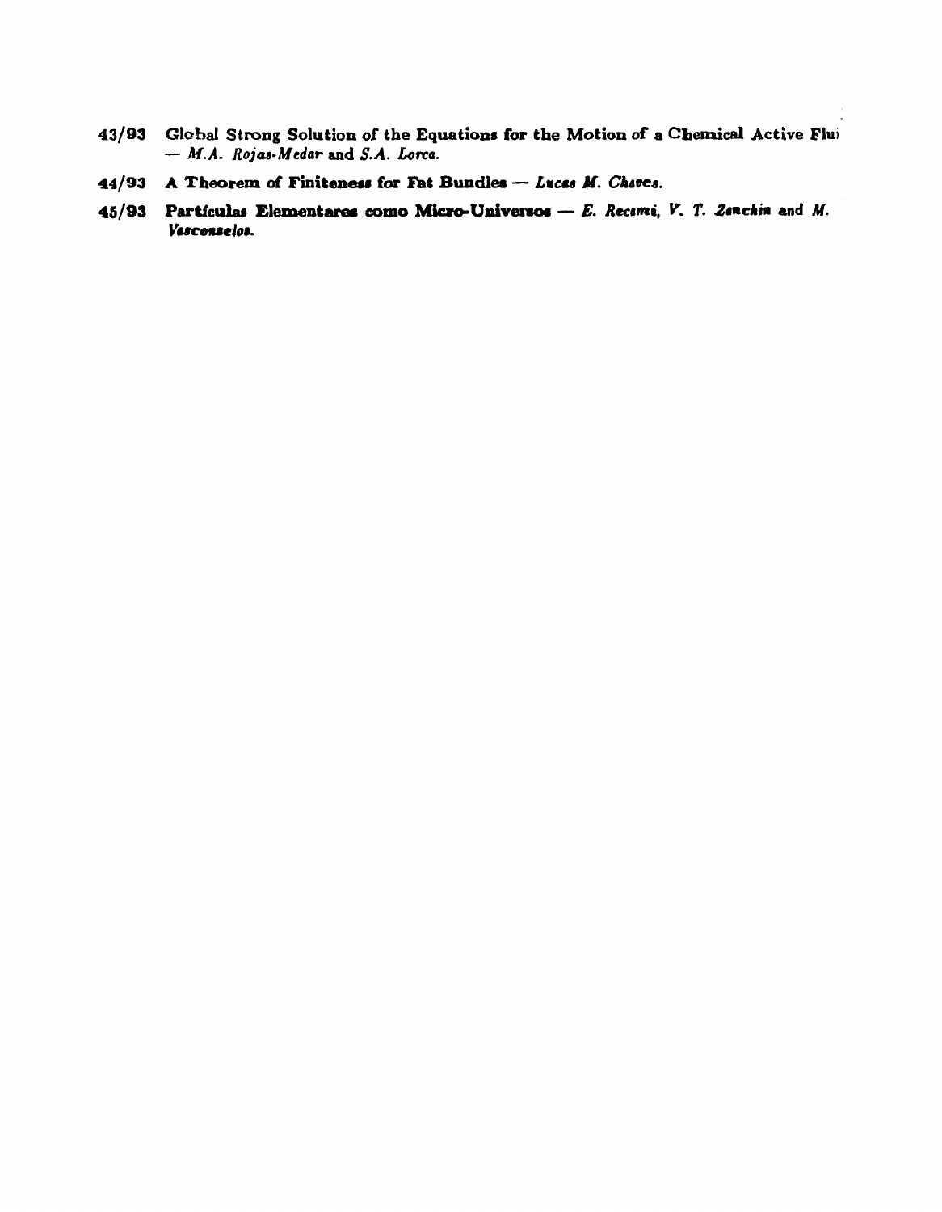**43/93** **Global Strong Solution of the Equations for the Motion of a Chemical Active Flu** — *M.A. Rojas-Medar* and *S.A. Lorca.*

**44/93** **A Theorem of Finiteness for Fat Bundles** — *Lucas M. Chaves.*

**45/93** **Partículas Elementares como Micro-Universos** — *E. Recami, V. T. Zanchin* and *M. Vasconselos.*